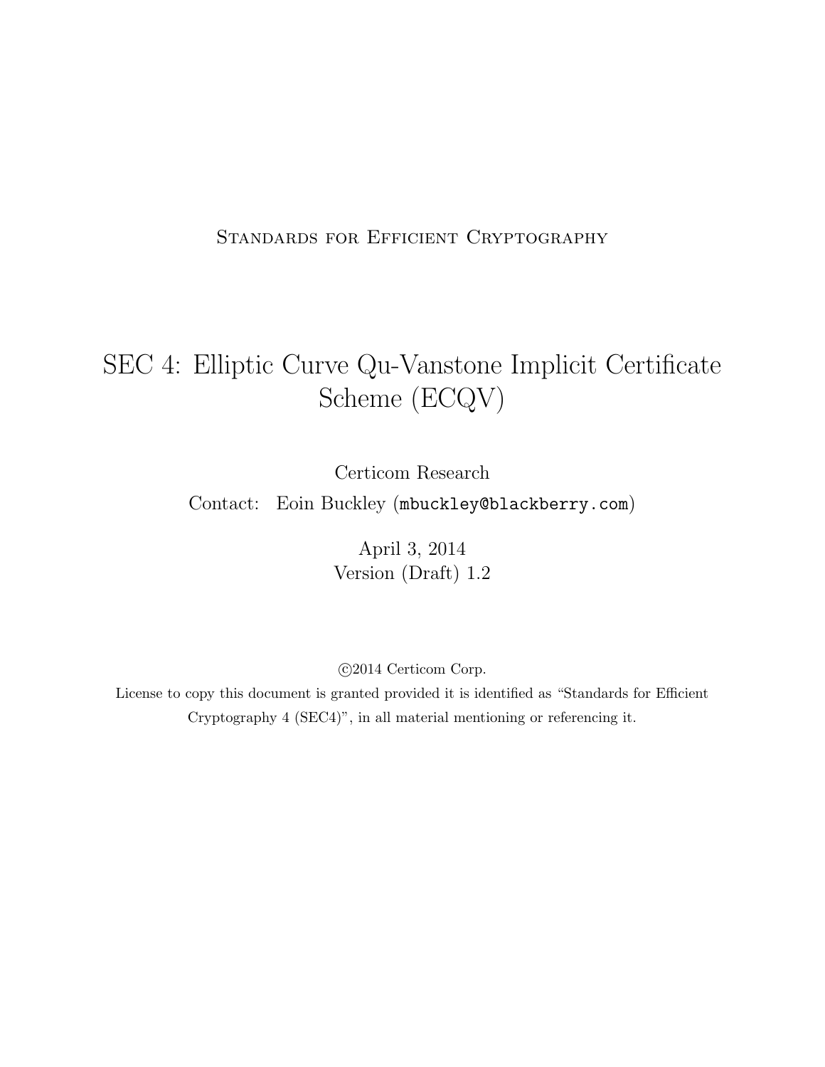Standards for Efficient Cryptography

# SEC 4: Elliptic Curve Qu-Vanstone Implicit Certificate Scheme (ECQV)

Certicom Research

Contact: Eoin Buckley (mbuckley@blackberry.com)

April 3, 2014

Version (Draft) 1.2

©2014 Certicom Corp.

License to copy this document is granted provided it is identified as "Standards for Efficient Cryptography 4 (SEC4)", in all material mentioning or referencing it.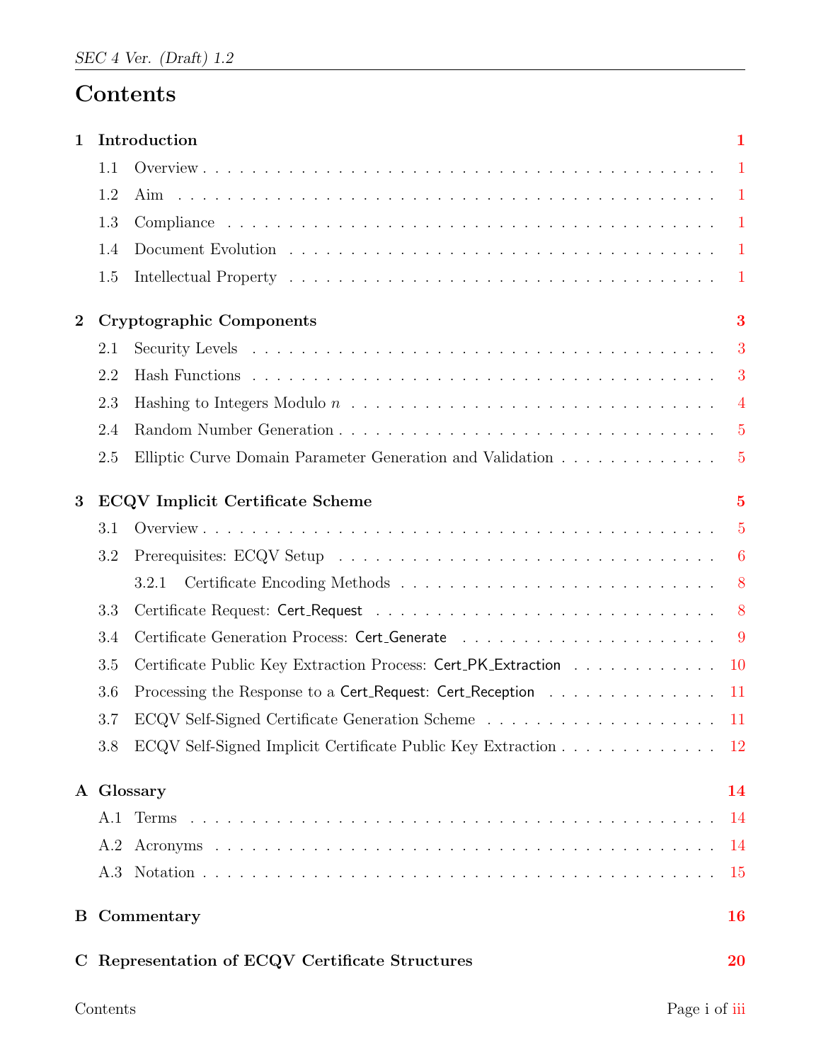# Contents

**1 Introduction** — 1
- 1.1 Overview — 1
- 1.2 Aim — 1
- 1.3 Compliance — 1
- 1.4 Document Evolution — 1
- 1.5 Intellectual Property — 1

**2 Cryptographic Components** — 3
- 2.1 Security Levels — 3
- 2.2 Hash Functions — 3
- 2.3 Hashing to Integers Modulo $n$ — 4
- 2.4 Random Number Generation — 5
- 2.5 Elliptic Curve Domain Parameter Generation and Validation — 5

**3 ECQV Implicit Certificate Scheme** — 5
- 3.1 Overview — 5
- 3.2 Prerequisites: ECQV Setup — 6
  - 3.2.1 Certificate Encoding Methods — 8
- 3.3 Certificate Request: Cert_Request — 8
- 3.4 Certificate Generation Process: Cert_Generate — 9
- 3.5 Certificate Public Key Extraction Process: Cert_PK_Extraction — 10
- 3.6 Processing the Response to a Cert_Request: Cert_Reception — 11
- 3.7 ECQV Self-Signed Certificate Generation Scheme — 11
- 3.8 ECQV Self-Signed Implicit Certificate Public Key Extraction — 12

**A Glossary** — 14
- A.1 Terms — 14
- A.2 Acronyms — 14
- A.3 Notation — 15

**B Commentary** — 16

**C Representation of ECQV Certificate Structures** — 20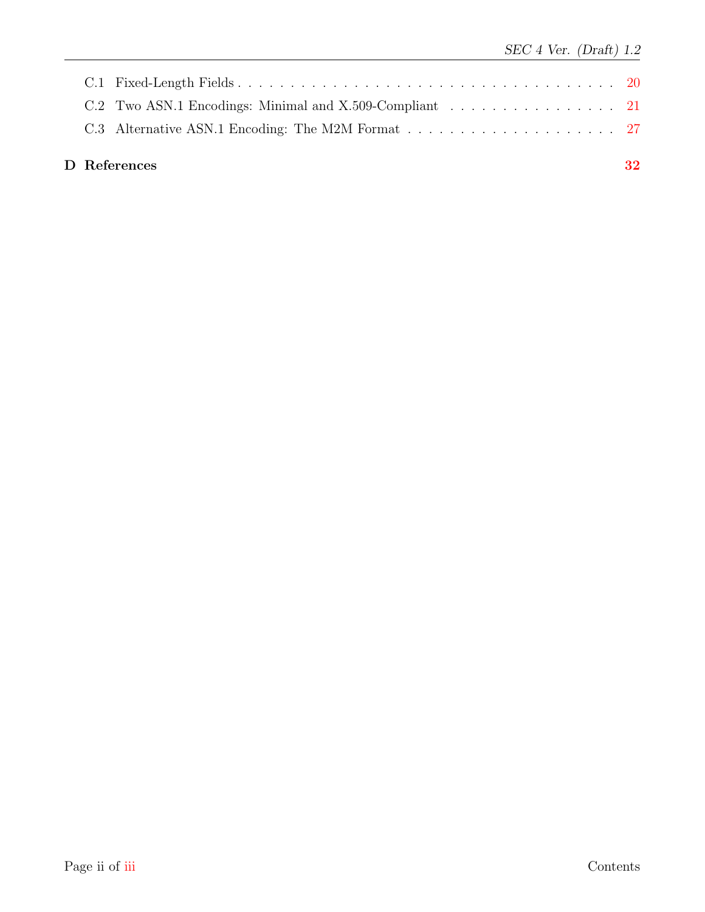C.1 Fixed-Length Fields . . . . . . . . . . . . . . . . . . . . . . . . . . . . . . . . . . . . . . 20

C.2 Two ASN.1 Encodings: Minimal and X.509-Compliant . . . . . . . . . . . . . . . . . 21

C.3 Alternative ASN.1 Encoding: The M2M Format . . . . . . . . . . . . . . . . . . . . 27

**D References** **32**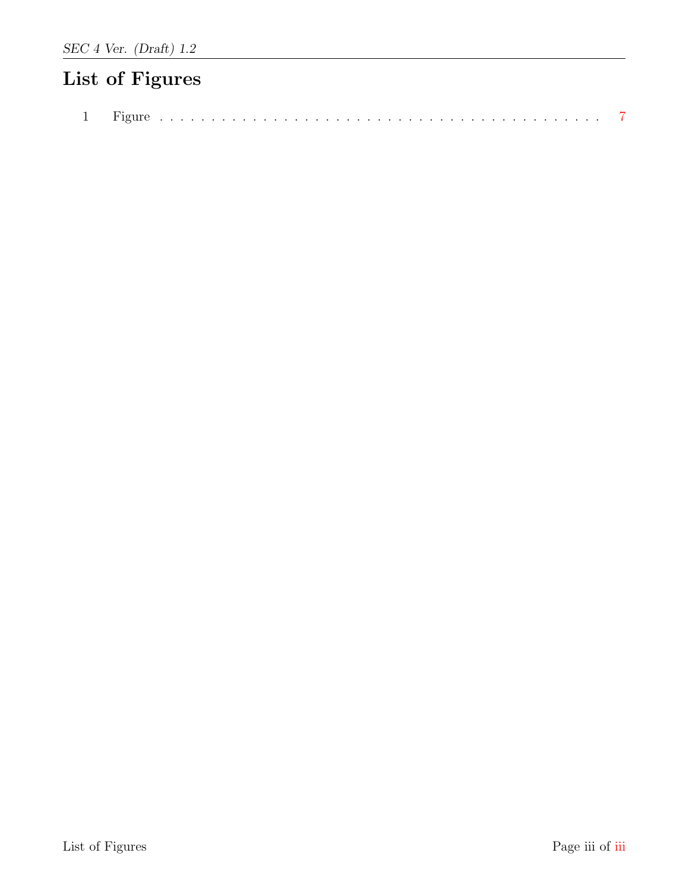# List of Figures

1 Figure . . . . . . . . . . . . . . . . . . . . . . . . . . . . . . . . . . . . . . . . . 7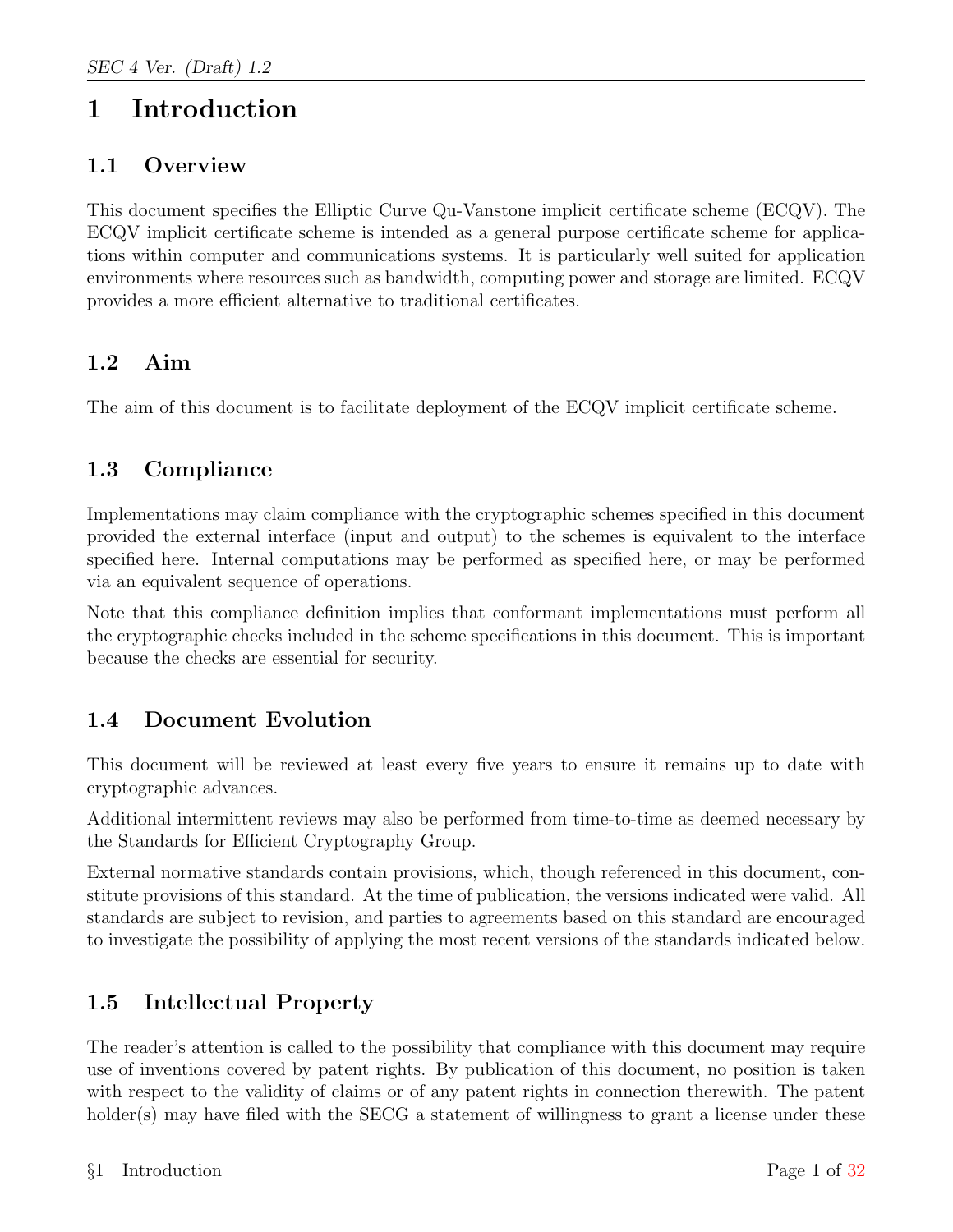# 1 Introduction

## 1.1 Overview

This document specifies the Elliptic Curve Qu-Vanstone implicit certificate scheme (ECQV). The ECQV implicit certificate scheme is intended as a general purpose certificate scheme for applications within computer and communications systems. It is particularly well suited for application environments where resources such as bandwidth, computing power and storage are limited. ECQV provides a more efficient alternative to traditional certificates.

## 1.2 Aim

The aim of this document is to facilitate deployment of the ECQV implicit certificate scheme.

## 1.3 Compliance

Implementations may claim compliance with the cryptographic schemes specified in this document provided the external interface (input and output) to the schemes is equivalent to the interface specified here. Internal computations may be performed as specified here, or may be performed via an equivalent sequence of operations.

Note that this compliance definition implies that conformant implementations must perform all the cryptographic checks included in the scheme specifications in this document. This is important because the checks are essential for security.

## 1.4 Document Evolution

This document will be reviewed at least every five years to ensure it remains up to date with cryptographic advances.

Additional intermittent reviews may also be performed from time-to-time as deemed necessary by the Standards for Efficient Cryptography Group.

External normative standards contain provisions, which, though referenced in this document, constitute provisions of this standard. At the time of publication, the versions indicated were valid. All standards are subject to revision, and parties to agreements based on this standard are encouraged to investigate the possibility of applying the most recent versions of the standards indicated below.

## 1.5 Intellectual Property

The reader's attention is called to the possibility that compliance with this document may require use of inventions covered by patent rights. By publication of this document, no position is taken with respect to the validity of claims or of any patent rights in connection therewith. The patent holder(s) may have filed with the SECG a statement of willingness to grant a license under these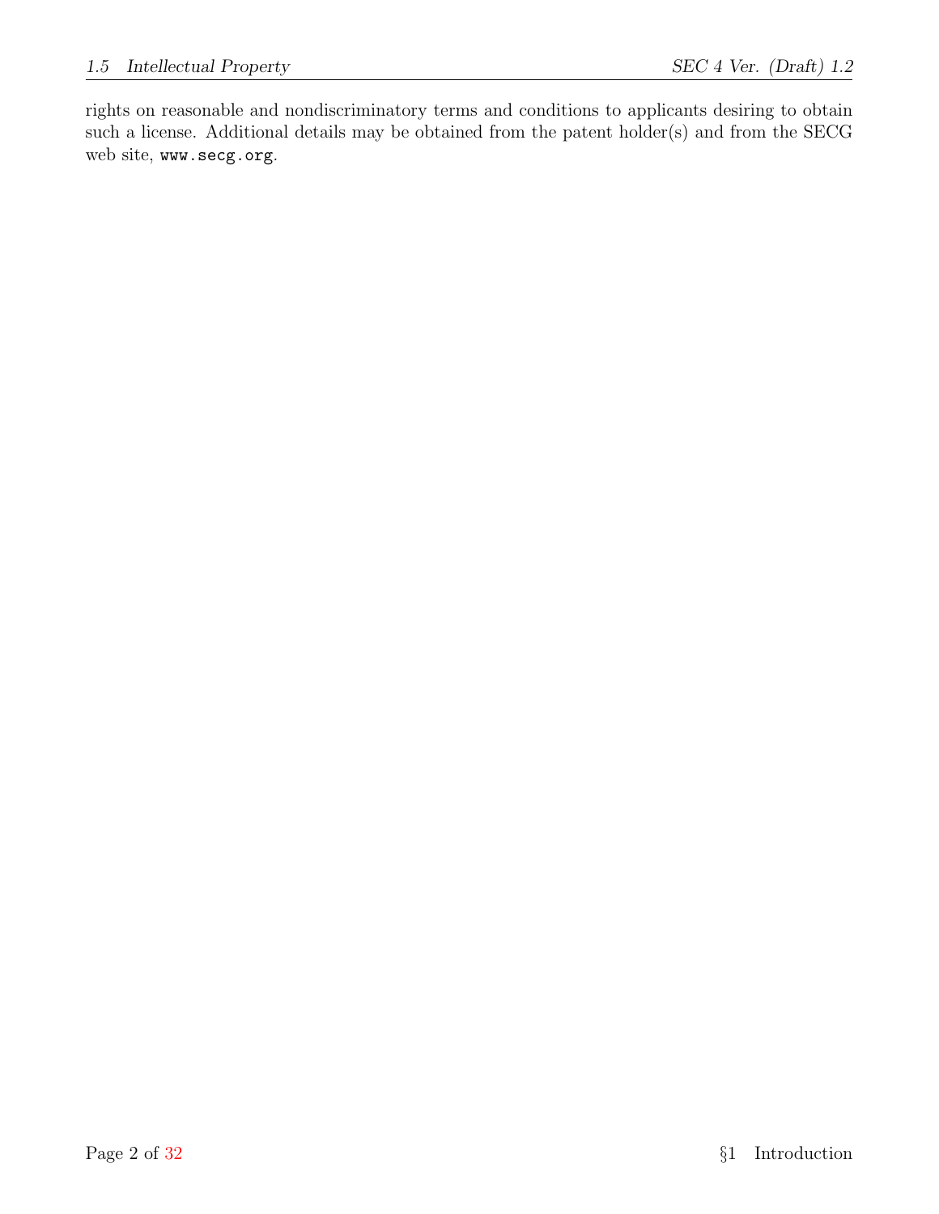rights on reasonable and nondiscriminatory terms and conditions to applicants desiring to obtain such a license. Additional details may be obtained from the patent holder(s) and from the SECG web site, `www.secg.org`.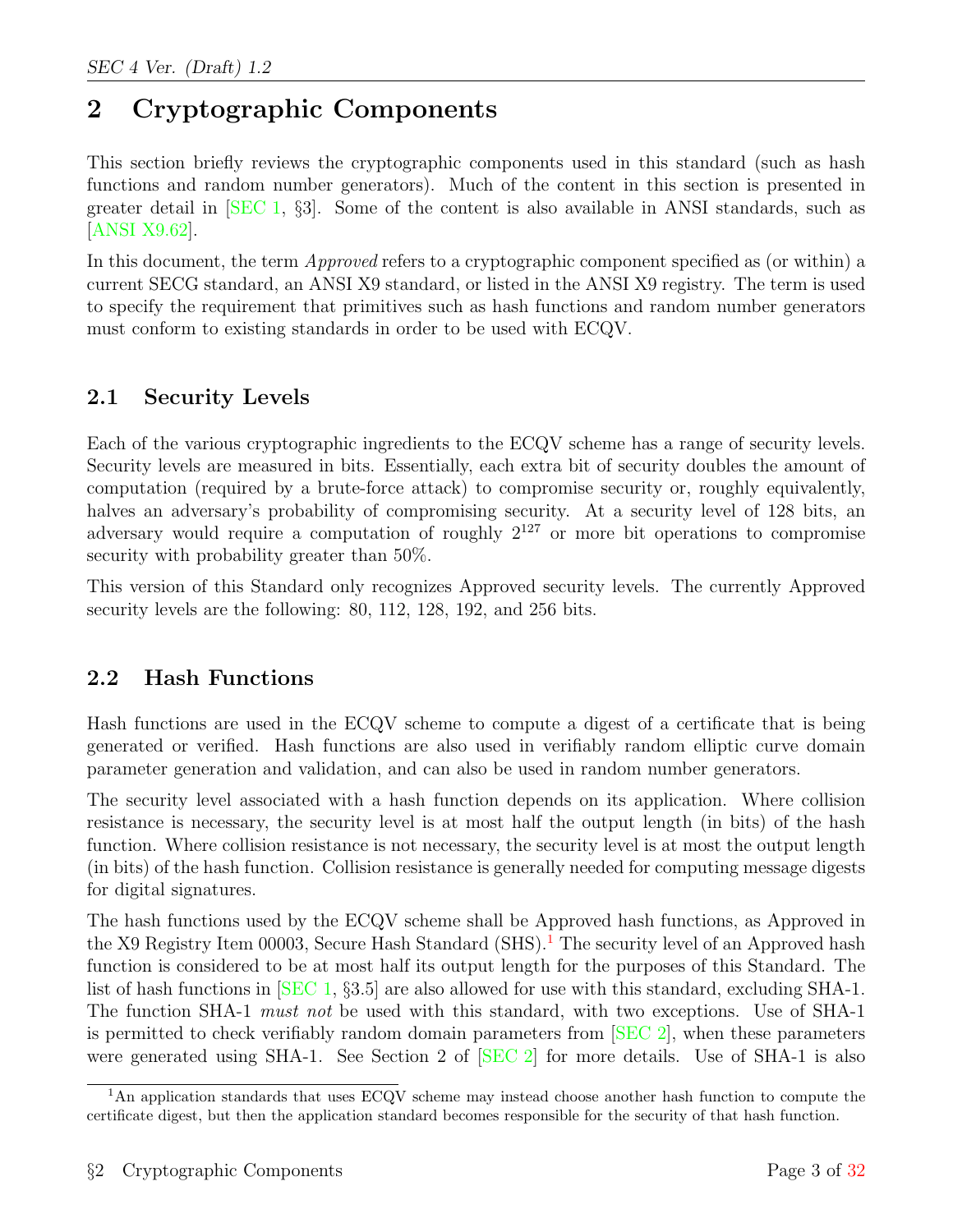# 2 Cryptographic Components

This section briefly reviews the cryptographic components used in this standard (such as hash functions and random number generators). Much of the content in this section is presented in greater detail in [SEC 1, §3]. Some of the content is also available in ANSI standards, such as [ANSI X9.62].

In this document, the term *Approved* refers to a cryptographic component specified as (or within) a current SECG standard, an ANSI X9 standard, or listed in the ANSI X9 registry. The term is used to specify the requirement that primitives such as hash functions and random number generators must conform to existing standards in order to be used with ECQV.

## 2.1 Security Levels

Each of the various cryptographic ingredients to the ECQV scheme has a range of security levels. Security levels are measured in bits. Essentially, each extra bit of security doubles the amount of computation (required by a brute-force attack) to compromise security or, roughly equivalently, halves an adversary's probability of compromising security. At a security level of 128 bits, an adversary would require a computation of roughly $2^{127}$ or more bit operations to compromise security with probability greater than 50%.

This version of this Standard only recognizes Approved security levels. The currently Approved security levels are the following: 80, 112, 128, 192, and 256 bits.

## 2.2 Hash Functions

Hash functions are used in the ECQV scheme to compute a digest of a certificate that is being generated or verified. Hash functions are also used in verifiably random elliptic curve domain parameter generation and validation, and can also be used in random number generators.

The security level associated with a hash function depends on its application. Where collision resistance is necessary, the security level is at most half the output length (in bits) of the hash function. Where collision resistance is not necessary, the security level is at most the output length (in bits) of the hash function. Collision resistance is generally needed for computing message digests for digital signatures.

The hash functions used by the ECQV scheme shall be Approved hash functions, as Approved in the X9 Registry Item 00003, Secure Hash Standard (SHS).[1] The security level of an Approved hash function is considered to be at most half its output length for the purposes of this Standard. The list of hash functions in [SEC 1, §3.5] are also allowed for use with this standard, excluding SHA-1. The function SHA-1 *must not* be used with this standard, with two exceptions. Use of SHA-1 is permitted to check verifiably random domain parameters from [SEC 2], when these parameters were generated using SHA-1. See Section 2 of [SEC 2] for more details. Use of SHA-1 is also

[1] An application standards that uses ECQV scheme may instead choose another hash function to compute the certificate digest, but then the application standard becomes responsible for the security of that hash function.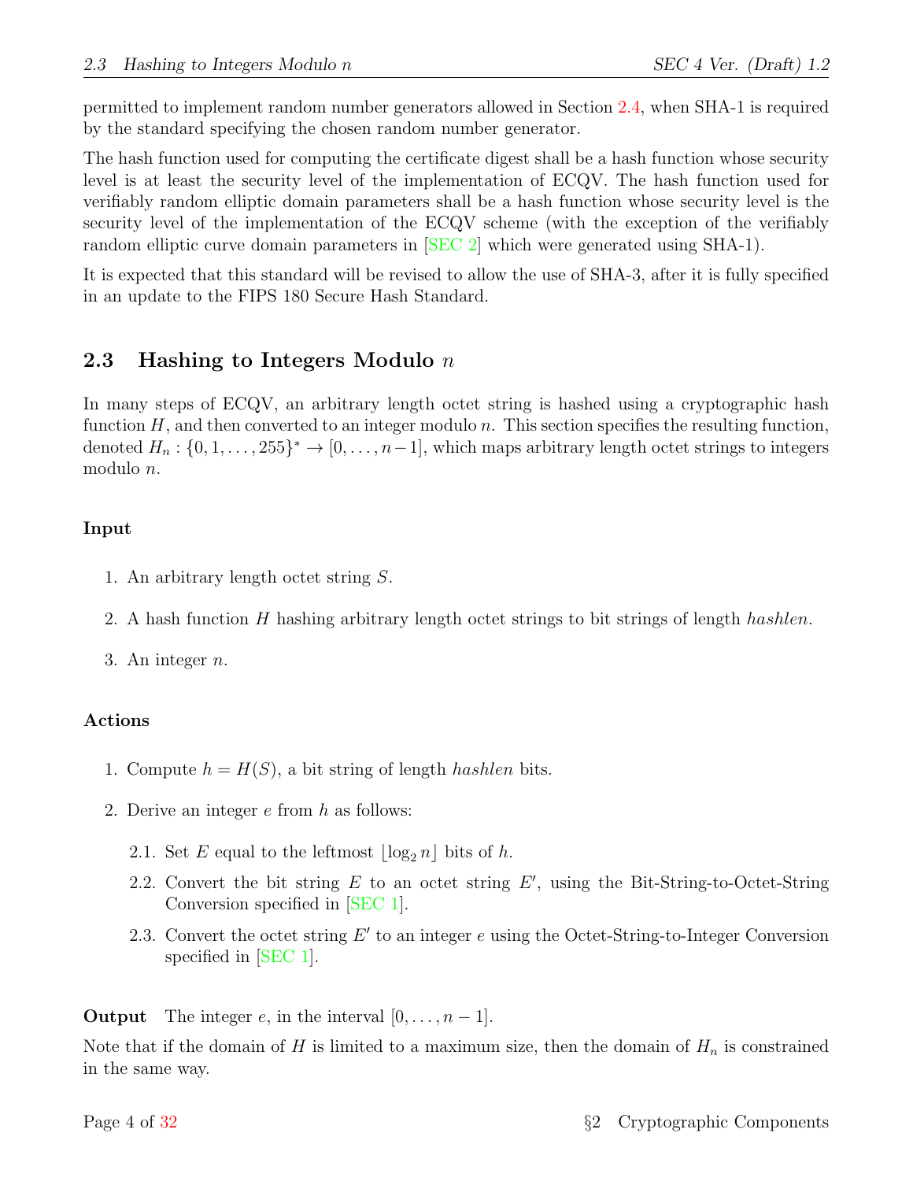permitted to implement random number generators allowed in Section 2.4, when SHA-1 is required by the standard specifying the chosen random number generator.

The hash function used for computing the certificate digest shall be a hash function whose security level is at least the security level of the implementation of ECQV. The hash function used for verifiably random elliptic domain parameters shall be a hash function whose security level is the security level of the implementation of the ECQV scheme (with the exception of the verifiably random elliptic curve domain parameters in [SEC 2] which were generated using SHA-1).

It is expected that this standard will be revised to allow the use of SHA-3, after it is fully specified in an update to the FIPS 180 Secure Hash Standard.

## 2.3 Hashing to Integers Modulo $n$

In many steps of ECQV, an arbitrary length octet string is hashed using a cryptographic hash function $H$, and then converted to an integer modulo $n$. This section specifies the resulting function, denoted $H_n : \{0, 1, \dots, 255\}^* \rightarrow [0, \dots, n-1]$, which maps arbitrary length octet strings to integers modulo $n$.

#### Input

1. An arbitrary length octet string $S$.
2. A hash function $H$ hashing arbitrary length octet strings to bit strings of length *hashlen*.
3. An integer $n$.

#### Actions

1. Compute $h = H(S)$, a bit string of length *hashlen* bits.
2. Derive an integer $e$ from $h$ as follows:

   2.1. Set $E$ equal to the leftmost $\lfloor \log_2 n \rfloor$ bits of $h$.

   2.2. Convert the bit string $E$ to an octet string $E'$, using the Bit-String-to-Octet-String Conversion specified in [SEC 1].

   2.3. Convert the octet string $E'$ to an integer $e$ using the Octet-String-to-Integer Conversion specified in [SEC 1].

**Output** The integer $e$, in the interval $[0, \dots, n-1]$.

Note that if the domain of $H$ is limited to a maximum size, then the domain of $H_n$ is constrained in the same way.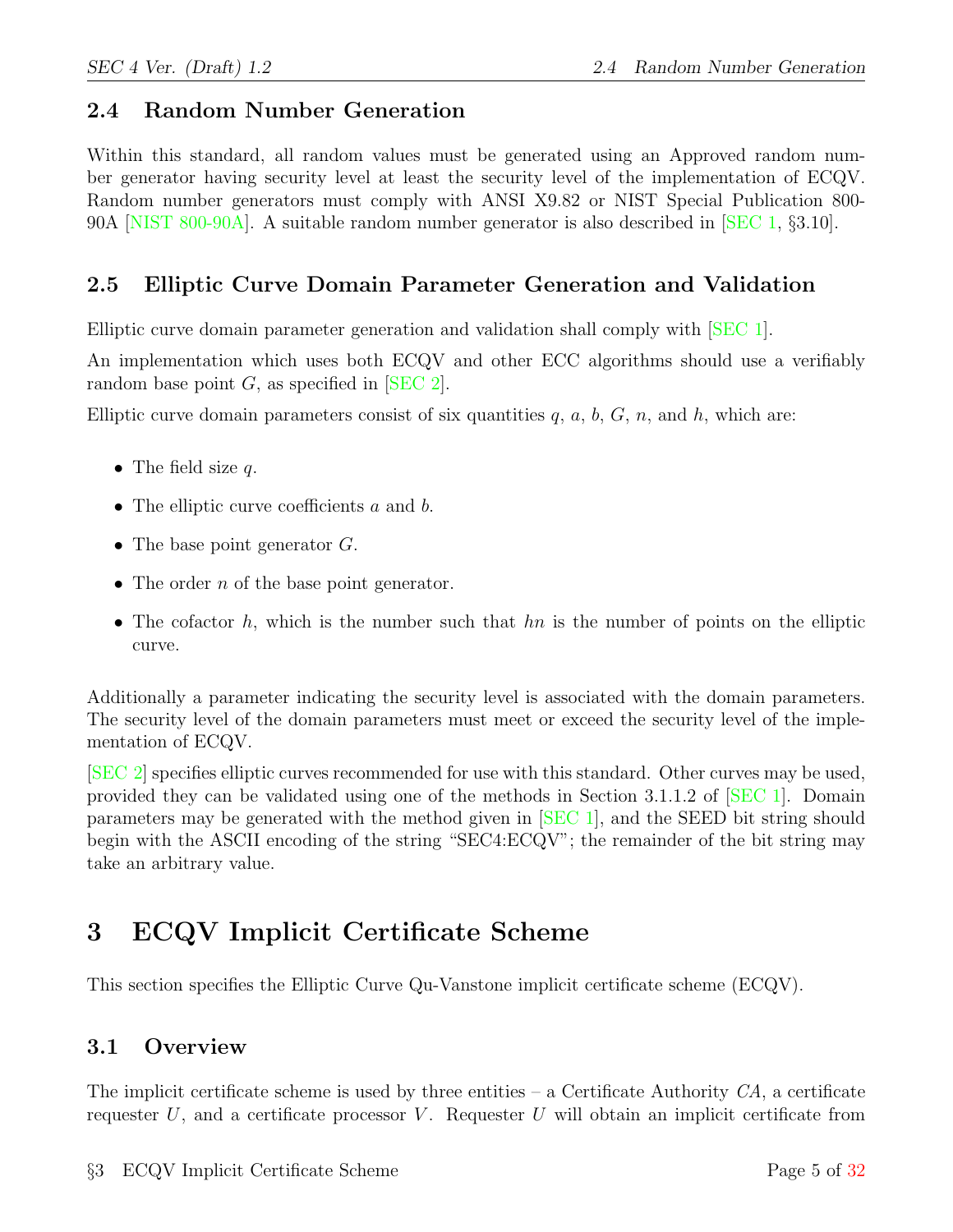## 2.4 Random Number Generation

Within this standard, all random values must be generated using an Approved random number generator having security level at least the security level of the implementation of ECQV. Random number generators must comply with ANSI X9.82 or NIST Special Publication 800-90A [NIST 800-90A]. A suitable random number generator is also described in [SEC 1, §3.10].

## 2.5 Elliptic Curve Domain Parameter Generation and Validation

Elliptic curve domain parameter generation and validation shall comply with [SEC 1].

An implementation which uses both ECQV and other ECC algorithms should use a verifiably random base point $G$, as specified in [SEC 2].

Elliptic curve domain parameters consist of six quantities $q$, $a$, $b$, $G$, $n$, and $h$, which are:

- The field size $q$.
- The elliptic curve coefficients $a$ and $b$.
- The base point generator $G$.
- The order $n$ of the base point generator.
- The cofactor $h$, which is the number such that $hn$ is the number of points on the elliptic curve.

Additionally a parameter indicating the security level is associated with the domain parameters. The security level of the domain parameters must meet or exceed the security level of the implementation of ECQV.

[SEC 2] specifies elliptic curves recommended for use with this standard. Other curves may be used, provided they can be validated using one of the methods in Section 3.1.1.2 of [SEC 1]. Domain parameters may be generated with the method given in [SEC 1], and the SEED bit string should begin with the ASCII encoding of the string "SEC4:ECQV"; the remainder of the bit string may take an arbitrary value.

# 3 ECQV Implicit Certificate Scheme

This section specifies the Elliptic Curve Qu-Vanstone implicit certificate scheme (ECQV).

## 3.1 Overview

The implicit certificate scheme is used by three entities – a Certificate Authority $CA$, a certificate requester $U$, and a certificate processor $V$. Requester $U$ will obtain an implicit certificate from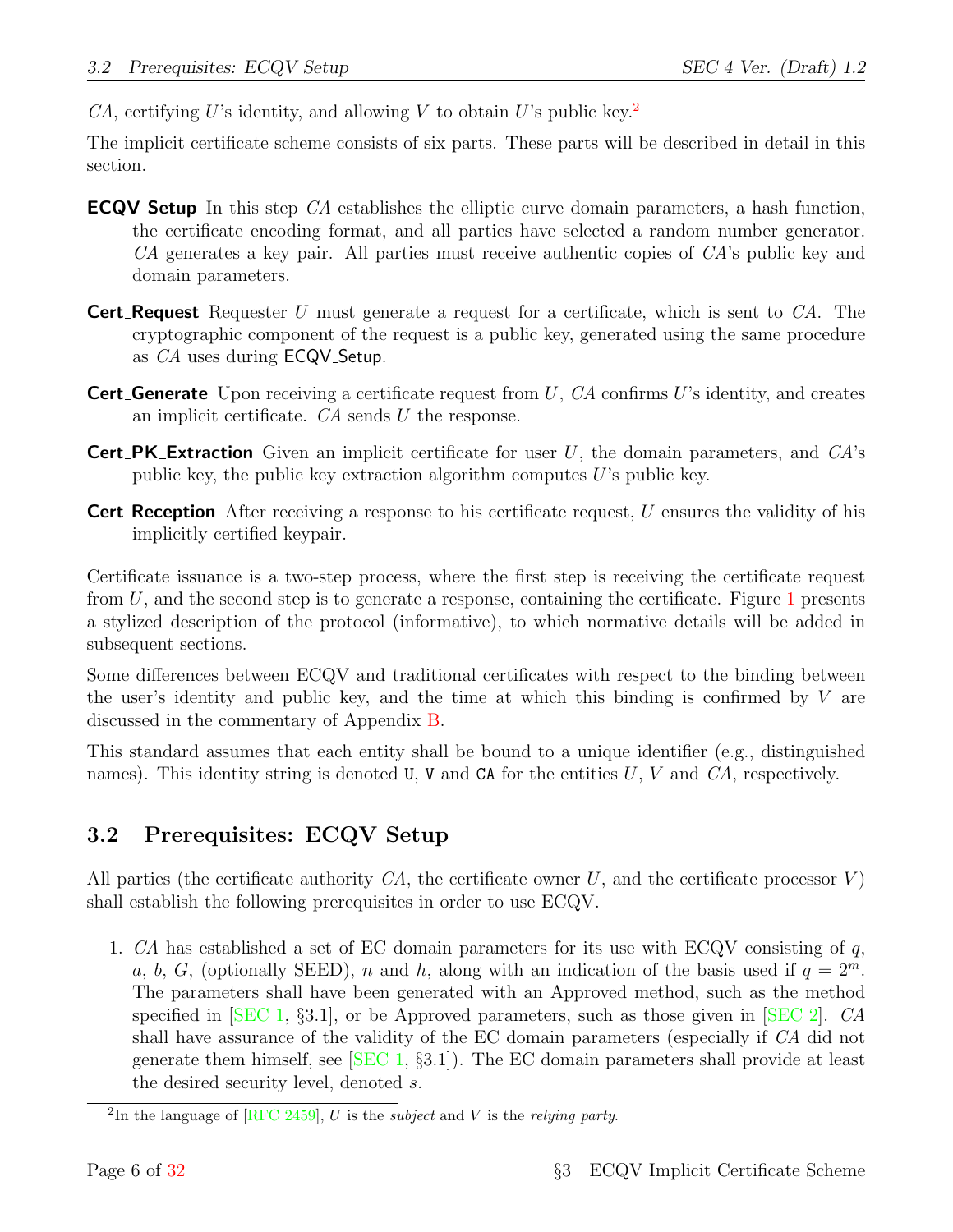*CA*, certifying *U*'s identity, and allowing *V* to obtain *U*'s public key.[2]

The implicit certificate scheme consists of six parts. These parts will be described in detail in this section.

**ECQV_Setup** In this step *CA* establishes the elliptic curve domain parameters, a hash function, the certificate encoding format, and all parties have selected a random number generator. *CA* generates a key pair. All parties must receive authentic copies of *CA*'s public key and domain parameters.

**Cert_Request** Requester *U* must generate a request for a certificate, which is sent to *CA*. The cryptographic component of the request is a public key, generated using the same procedure as *CA* uses during ECQV_Setup.

**Cert_Generate** Upon receiving a certificate request from *U*, *CA* confirms *U*'s identity, and creates an implicit certificate. *CA* sends *U* the response.

**Cert_PK_Extraction** Given an implicit certificate for user *U*, the domain parameters, and *CA*'s public key, the public key extraction algorithm computes *U*'s public key.

**Cert_Reception** After receiving a response to his certificate request, *U* ensures the validity of his implicitly certified keypair.

Certificate issuance is a two-step process, where the first step is receiving the certificate request from *U*, and the second step is to generate a response, containing the certificate. Figure 1 presents a stylized description of the protocol (informative), to which normative details will be added in subsequent sections.

Some differences between ECQV and traditional certificates with respect to the binding between the user's identity and public key, and the time at which this binding is confirmed by *V* are discussed in the commentary of Appendix B.

This standard assumes that each entity shall be bound to a unique identifier (e.g., distinguished names). This identity string is denoted `U`, `V` and `CA` for the entities *U*, *V* and *CA*, respectively.

## 3.2 Prerequisites: ECQV Setup

All parties (the certificate authority *CA*, the certificate owner *U*, and the certificate processor *V*) shall establish the following prerequisites in order to use ECQV.

1. *CA* has established a set of EC domain parameters for its use with ECQV consisting of $q$, $a$, $b$, $G$, (optionally SEED), $n$ and $h$, along with an indication of the basis used if $q = 2^m$. The parameters shall have been generated with an Approved method, such as the method specified in [SEC 1, §3.1], or be Approved parameters, such as those given in [SEC 2]. *CA* shall have assurance of the validity of the EC domain parameters (especially if *CA* did not generate them himself, see [SEC 1, §3.1]). The EC domain parameters shall provide at least the desired security level, denoted $s$.

[2] In the language of [RFC 2459], *U* is the *subject* and *V* is the *relying party*.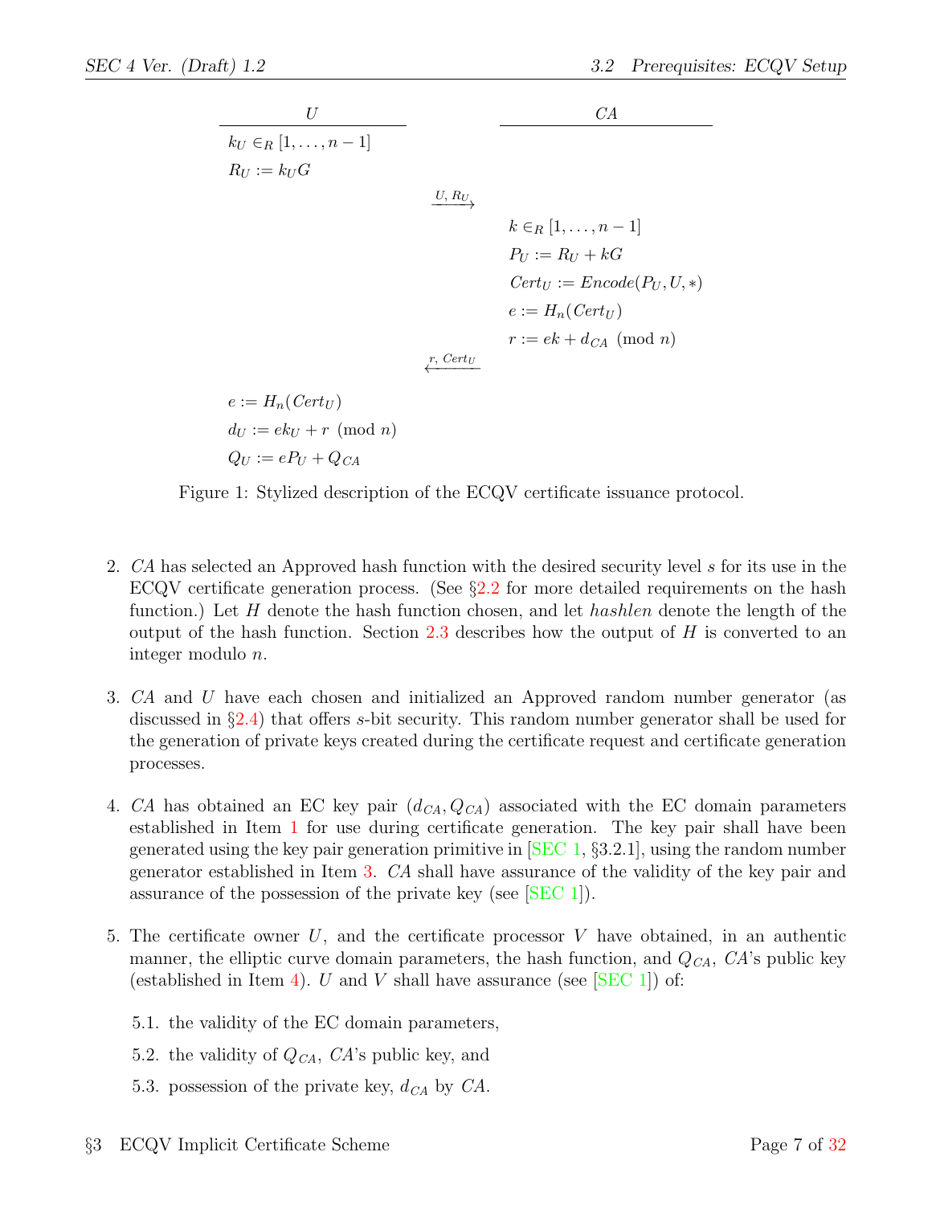| $U$ | | $CA$ |
|---|---|---|
| $k_U \in_R [1, \ldots, n-1]$ | | |
| $R_U := k_U G$ | | |
| | $\xrightarrow{U,\ R_U}$ | |
| | | $k \in_R [1, \ldots, n-1]$ |
| | | $P_U := R_U + kG$ |
| | | $Cert_U := Encode(P_U, U, *)$ |
| | | $e := H_n(Cert_U)$ |
| | | $r := ek + d_{CA} \pmod{n}$ |
| | $\xleftarrow{r,\ Cert_U}$ | |
| $e := H_n(Cert_U)$ | | |
| $d_U := ek_U + r \pmod{n}$ | | |
| $Q_U := eP_U + Q_{CA}$ | | |

Figure 1: Stylized description of the ECQV certificate issuance protocol.

2. *CA* has selected an Approved hash function with the desired security level $s$ for its use in the ECQV certificate generation process. (See §2.2 for more detailed requirements on the hash function.) Let $H$ denote the hash function chosen, and let *hashlen* denote the length of the output of the hash function. Section 2.3 describes how the output of $H$ is converted to an integer modulo $n$.

3. *CA* and $U$ have each chosen and initialized an Approved random number generator (as discussed in §2.4) that offers $s$-bit security. This random number generator shall be used for the generation of private keys created during the certificate request and certificate generation processes.

4. *CA* has obtained an EC key pair $(d_{CA}, Q_{CA})$ associated with the EC domain parameters established in Item 1 for use during certificate generation. The key pair shall have been generated using the key pair generation primitive in [SEC 1, §3.2.1], using the random number generator established in Item 3. *CA* shall have assurance of the validity of the key pair and assurance of the possession of the private key (see [SEC 1]).

5. The certificate owner $U$, and the certificate processor $V$ have obtained, in an authentic manner, the elliptic curve domain parameters, the hash function, and $Q_{CA}$, *CA*'s public key (established in Item 4). $U$ and $V$ shall have assurance (see [SEC 1]) of:

   5.1. the validity of the EC domain parameters,

   5.2. the validity of $Q_{CA}$, *CA*'s public key, and

   5.3. possession of the private key, $d_{CA}$ by *CA*.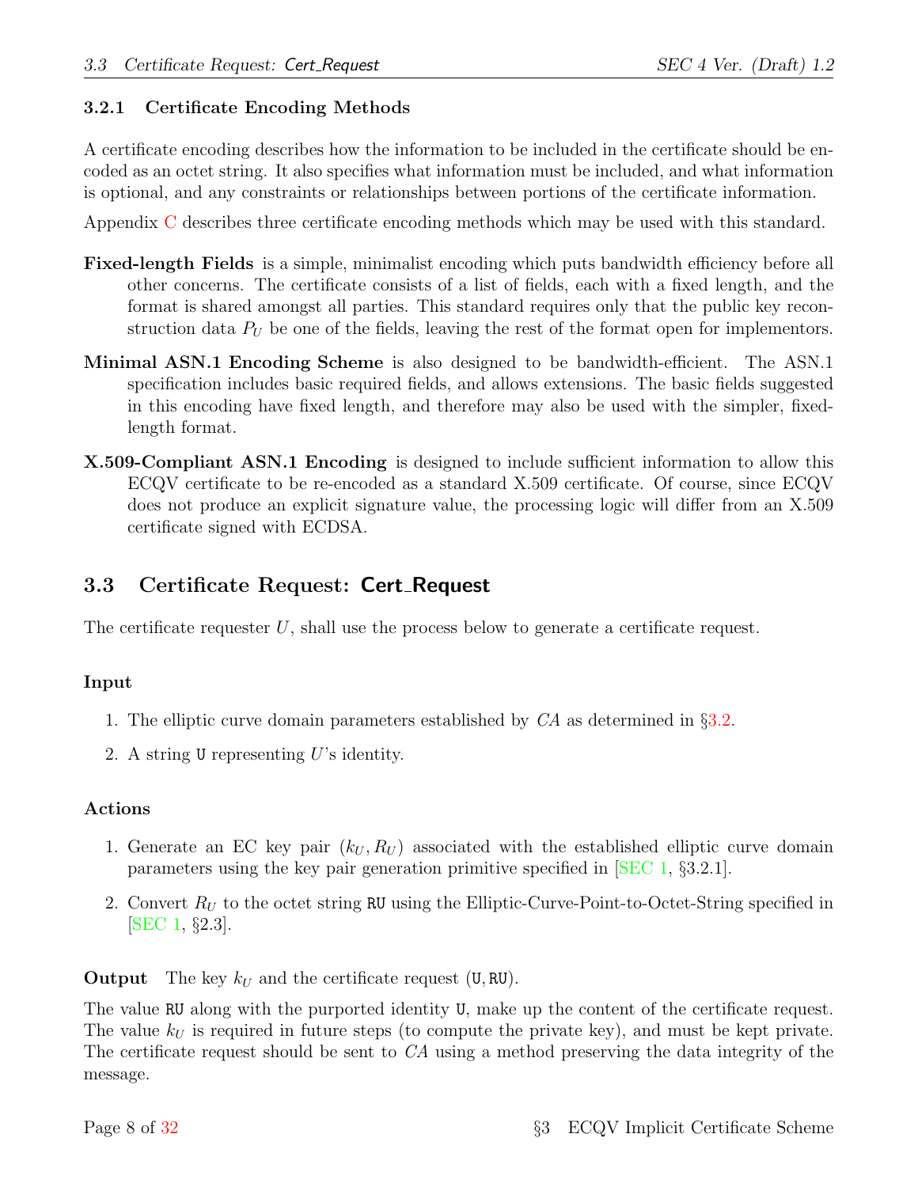### 3.2.1 Certificate Encoding Methods

A certificate encoding describes how the information to be included in the certificate should be encoded as an octet string. It also specifies what information must be included, and what information is optional, and any constraints or relationships between portions of the certificate information.

Appendix C describes three certificate encoding methods which may be used with this standard.

**Fixed-length Fields** is a simple, minimalist encoding which puts bandwidth efficiency before all other concerns. The certificate consists of a list of fields, each with a fixed length, and the format is shared amongst all parties. This standard requires only that the public key reconstruction data $P_U$ be one of the fields, leaving the rest of the format open for implementors.

**Minimal ASN.1 Encoding Scheme** is also designed to be bandwidth-efficient. The ASN.1 specification includes basic required fields, and allows extensions. The basic fields suggested in this encoding have fixed length, and therefore may also be used with the simpler, fixed-length format.

**X.509-Compliant ASN.1 Encoding** is designed to include sufficient information to allow this ECQV certificate to be re-encoded as a standard X.509 certificate. Of course, since ECQV does not produce an explicit signature value, the processing logic will differ from an X.509 certificate signed with ECDSA.

## 3.3 Certificate Request: Cert_Request

The certificate requester $U$, shall use the process below to generate a certificate request.

#### Input

1. The elliptic curve domain parameters established by $CA$ as determined in §3.2.
2. A string `U` representing $U$'s identity.

#### Actions

1. Generate an EC key pair $(k_U, R_U)$ associated with the established elliptic curve domain parameters using the key pair generation primitive specified in [SEC 1, §3.2.1].
2. Convert $R_U$ to the octet string `RU` using the Elliptic-Curve-Point-to-Octet-String specified in [SEC 1, §2.3].

**Output** The key $k_U$ and the certificate request (`U`, `RU`).

The value `RU` along with the purported identity `U`, make up the content of the certificate request. The value $k_U$ is required in future steps (to compute the private key), and must be kept private. The certificate request should be sent to $CA$ using a method preserving the data integrity of the message.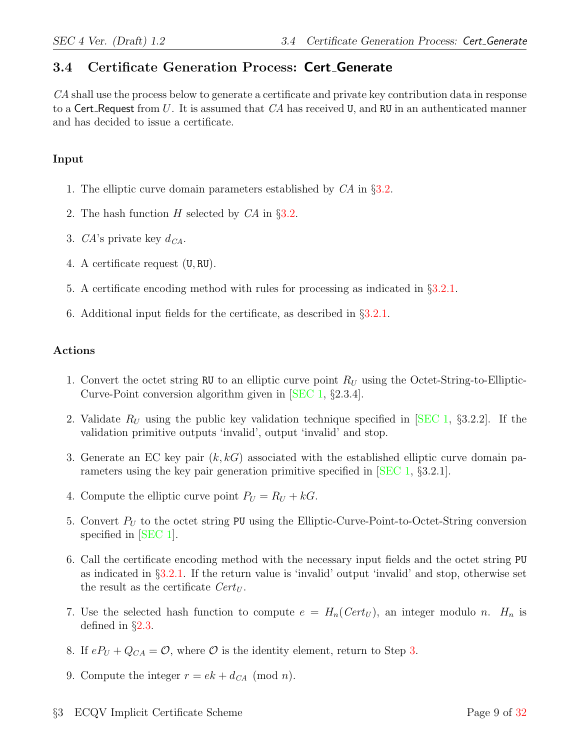## 3.4 Certificate Generation Process: Cert_Generate

*CA* shall use the process below to generate a certificate and private key contribution data in response to a Cert_Request from $U$. It is assumed that *CA* has received `U`, and `RU` in an authenticated manner and has decided to issue a certificate.

**Input**

1. The elliptic curve domain parameters established by *CA* in §3.2.
2. The hash function $H$ selected by *CA* in §3.2.
3. *CA*'s private key $d_{CA}$.
4. A certificate request (`U`, `RU`).
5. A certificate encoding method with rules for processing as indicated in §3.2.1.
6. Additional input fields for the certificate, as described in §3.2.1.

**Actions**

1. Convert the octet string `RU` to an elliptic curve point $R_U$ using the Octet-String-to-Elliptic-Curve-Point conversion algorithm given in [SEC 1, §2.3.4].
2. Validate $R_U$ using the public key validation technique specified in [SEC 1, §3.2.2]. If the validation primitive outputs 'invalid', output 'invalid' and stop.
3. Generate an EC key pair $(k, kG)$ associated with the established elliptic curve domain parameters using the key pair generation primitive specified in [SEC 1, §3.2.1].
4. Compute the elliptic curve point $P_U = R_U + kG$.
5. Convert $P_U$ to the octet string `PU` using the Elliptic-Curve-Point-to-Octet-String conversion specified in [SEC 1].
6. Call the certificate encoding method with the necessary input fields and the octet string `PU` as indicated in §3.2.1. If the return value is 'invalid' output 'invalid' and stop, otherwise set the result as the certificate $Cert_U$.
7. Use the selected hash function to compute $e = H_n(Cert_U)$, an integer modulo $n$. $H_n$ is defined in §2.3.
8. If $eP_U + Q_{CA} = \mathcal{O}$, where $\mathcal{O}$ is the identity element, return to Step 3.
9. Compute the integer $r = ek + d_{CA} \pmod{n}$.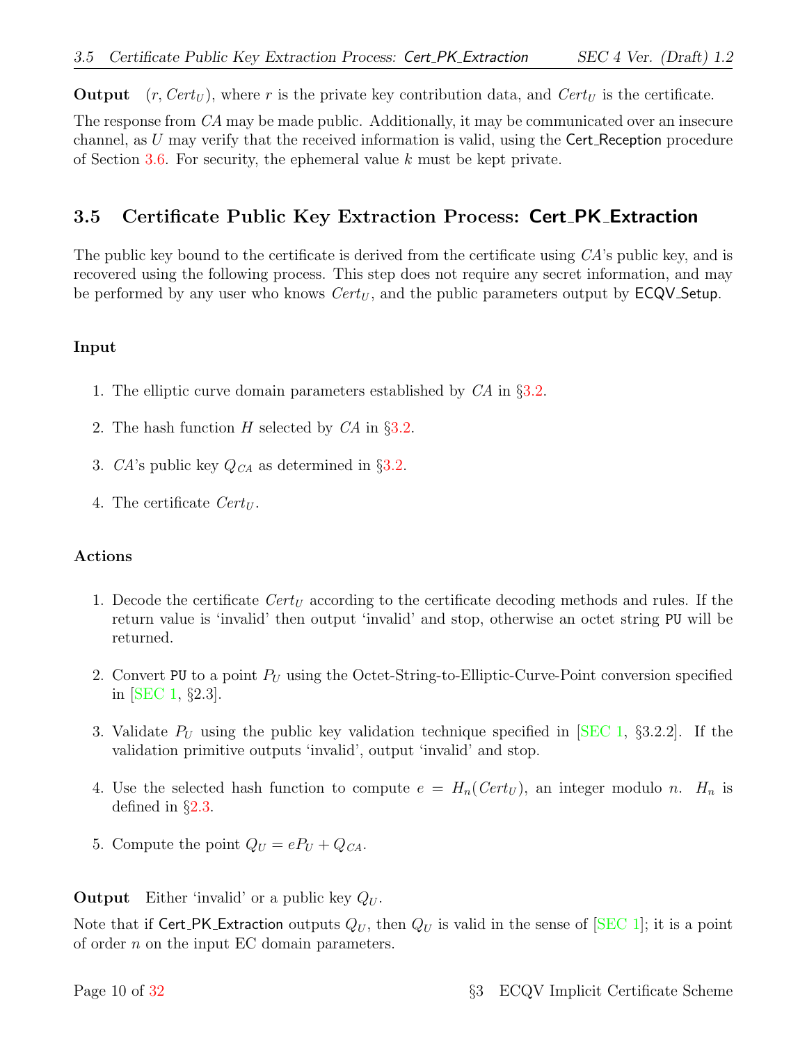**Output** $(r, Cert_U)$, where $r$ is the private key contribution data, and $Cert_U$ is the certificate.

The response from $CA$ may be made public. Additionally, it may be communicated over an insecure channel, as $U$ may verify that the received information is valid, using the Cert_Reception procedure of Section 3.6. For security, the ephemeral value $k$ must be kept private.

## 3.5 Certificate Public Key Extraction Process: Cert_PK_Extraction

The public key bound to the certificate is derived from the certificate using $CA$'s public key, and is recovered using the following process. This step does not require any secret information, and may be performed by any user who knows $Cert_U$, and the public parameters output by ECQV_Setup.

### Input

1. The elliptic curve domain parameters established by $CA$ in §3.2.
2. The hash function $H$ selected by $CA$ in §3.2.
3. $CA$'s public key $Q_{CA}$ as determined in §3.2.
4. The certificate $Cert_U$.

### Actions

1. Decode the certificate $Cert_U$ according to the certificate decoding methods and rules. If the return value is 'invalid' then output 'invalid' and stop, otherwise an octet string PU will be returned.
2. Convert PU to a point $P_U$ using the Octet-String-to-Elliptic-Curve-Point conversion specified in [SEC 1, §2.3].
3. Validate $P_U$ using the public key validation technique specified in [SEC 1, §3.2.2]. If the validation primitive outputs 'invalid', output 'invalid' and stop.
4. Use the selected hash function to compute $e = H_n(Cert_U)$, an integer modulo $n$. $H_n$ is defined in §2.3.
5. Compute the point $Q_U = eP_U + Q_{CA}$.

**Output** Either 'invalid' or a public key $Q_U$.

Note that if Cert_PK_Extraction outputs $Q_U$, then $Q_U$ is valid in the sense of [SEC 1]; it is a point of order $n$ on the input EC domain parameters.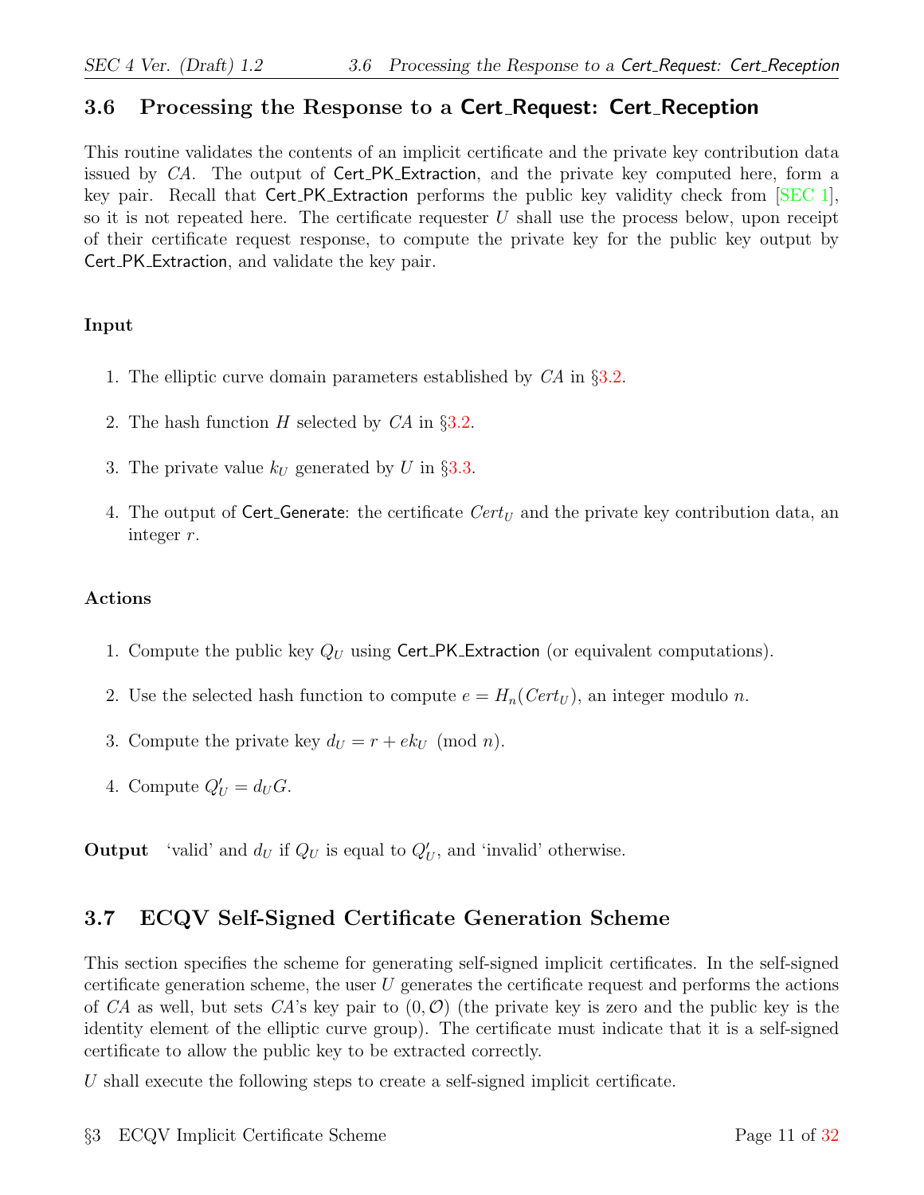## 3.6 Processing the Response to a Cert_Request: Cert_Reception

This routine validates the contents of an implicit certificate and the private key contribution data issued by $CA$. The output of Cert_PK_Extraction, and the private key computed here, form a key pair. Recall that Cert_PK_Extraction performs the public key validity check from [SEC 1], so it is not repeated here. The certificate requester $U$ shall use the process below, upon receipt of their certificate request response, to compute the private key for the public key output by Cert_PK_Extraction, and validate the key pair.

**Input**

1. The elliptic curve domain parameters established by $CA$ in §3.2.
2. The hash function $H$ selected by $CA$ in §3.2.
3. The private value $k_U$ generated by $U$ in §3.3.
4. The output of Cert_Generate: the certificate $Cert_U$ and the private key contribution data, an integer $r$.

**Actions**

1. Compute the public key $Q_U$ using Cert_PK_Extraction (or equivalent computations).
2. Use the selected hash function to compute $e = H_n(Cert_U)$, an integer modulo $n$.
3. Compute the private key $d_U = r + ek_U \pmod{n}$.
4. Compute $Q'_U = d_U G$.

**Output** 'valid' and $d_U$ if $Q_U$ is equal to $Q'_U$, and 'invalid' otherwise.

## 3.7 ECQV Self-Signed Certificate Generation Scheme

This section specifies the scheme for generating self-signed implicit certificates. In the self-signed certificate generation scheme, the user $U$ generates the certificate request and performs the actions of $CA$ as well, but sets $CA$'s key pair to $(0, \mathcal{O})$ (the private key is zero and the public key is the identity element of the elliptic curve group). The certificate must indicate that it is a self-signed certificate to allow the public key to be extracted correctly.

$U$ shall execute the following steps to create a self-signed implicit certificate.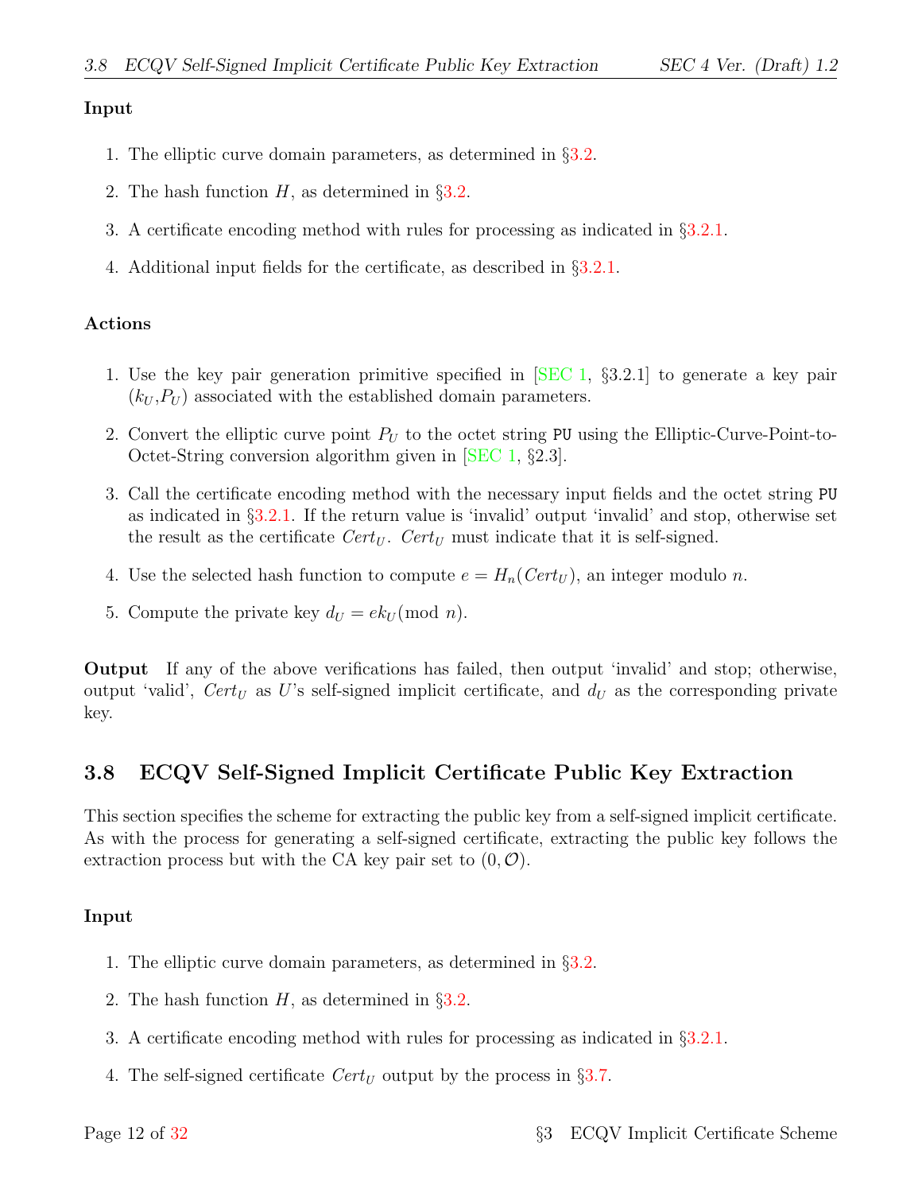**Input**

1. The elliptic curve domain parameters, as determined in §3.2.
2. The hash function $H$, as determined in §3.2.
3. A certificate encoding method with rules for processing as indicated in §3.2.1.
4. Additional input fields for the certificate, as described in §3.2.1.

**Actions**

1. Use the key pair generation primitive specified in [SEC 1, §3.2.1] to generate a key pair ($k_U$,$P_U$) associated with the established domain parameters.
2. Convert the elliptic curve point $P_U$ to the octet string `PU` using the Elliptic-Curve-Point-to-Octet-String conversion algorithm given in [SEC 1, §2.3].
3. Call the certificate encoding method with the necessary input fields and the octet string `PU` as indicated in §3.2.1. If the return value is 'invalid' output 'invalid' and stop, otherwise set the result as the certificate $Cert_U$. $Cert_U$ must indicate that it is self-signed.
4. Use the selected hash function to compute $e = H_n(Cert_U)$, an integer modulo $n$.
5. Compute the private key $d_U = ek_U \pmod n$.

**Output** If any of the above verifications has failed, then output 'invalid' and stop; otherwise, output 'valid', $Cert_U$ as $U$'s self-signed implicit certificate, and $d_U$ as the corresponding private key.

## 3.8 ECQV Self-Signed Implicit Certificate Public Key Extraction

This section specifies the scheme for extracting the public key from a self-signed implicit certificate. As with the process for generating a self-signed certificate, extracting the public key follows the extraction process but with the CA key pair set to $(0, \mathcal{O})$.

**Input**

1. The elliptic curve domain parameters, as determined in §3.2.
2. The hash function $H$, as determined in §3.2.
3. A certificate encoding method with rules for processing as indicated in §3.2.1.
4. The self-signed certificate $Cert_U$ output by the process in §3.7.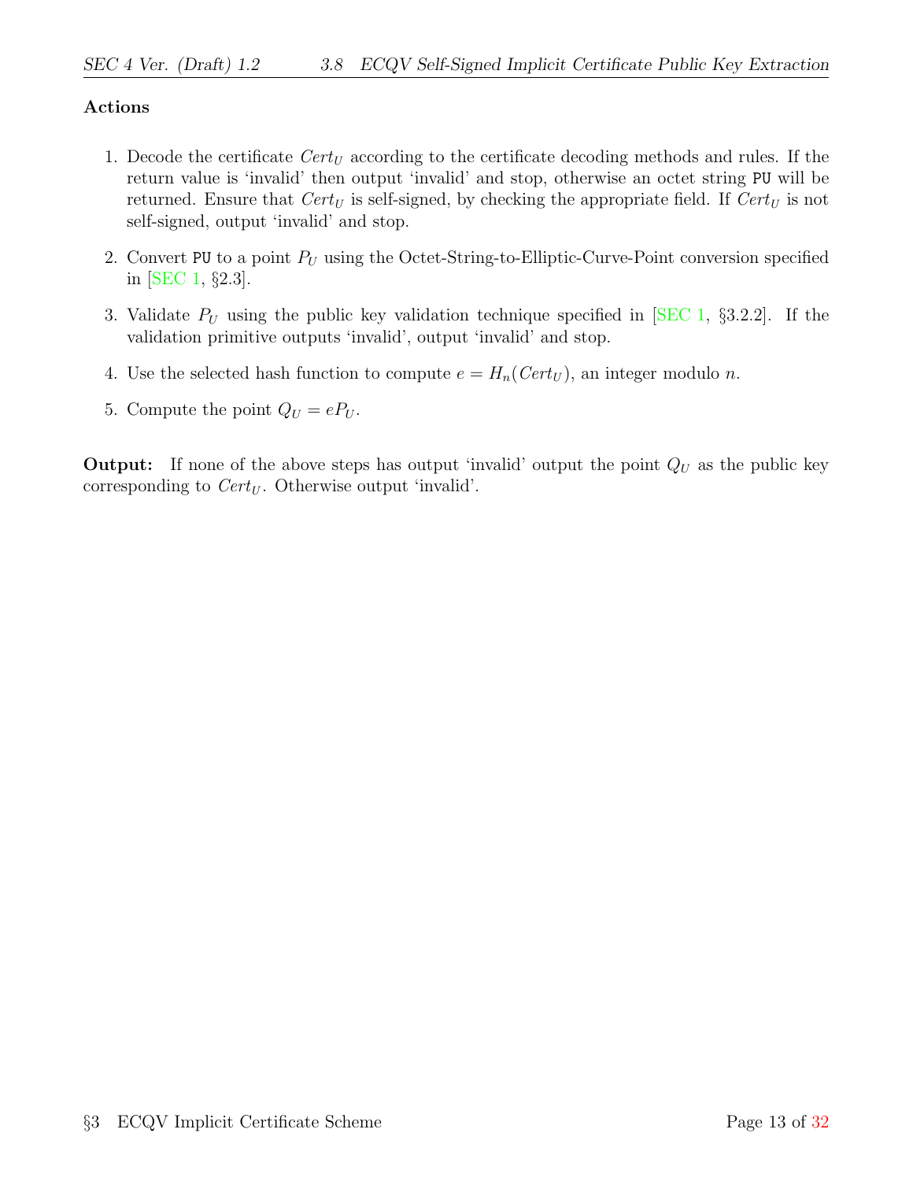**Actions**

1. Decode the certificate $Cert_U$ according to the certificate decoding methods and rules. If the return value is 'invalid' then output 'invalid' and stop, otherwise an octet string `PU` will be returned. Ensure that $Cert_U$ is self-signed, by checking the appropriate field. If $Cert_U$ is not self-signed, output 'invalid' and stop.

2. Convert `PU` to a point $P_U$ using the Octet-String-to-Elliptic-Curve-Point conversion specified in [SEC 1, §2.3].

3. Validate $P_U$ using the public key validation technique specified in [SEC 1, §3.2.2]. If the validation primitive outputs 'invalid', output 'invalid' and stop.

4. Use the selected hash function to compute $e = H_n(Cert_U)$, an integer modulo $n$.

5. Compute the point $Q_U = eP_U$.

**Output:** If none of the above steps has output 'invalid' output the point $Q_U$ as the public key corresponding to $Cert_U$. Otherwise output 'invalid'.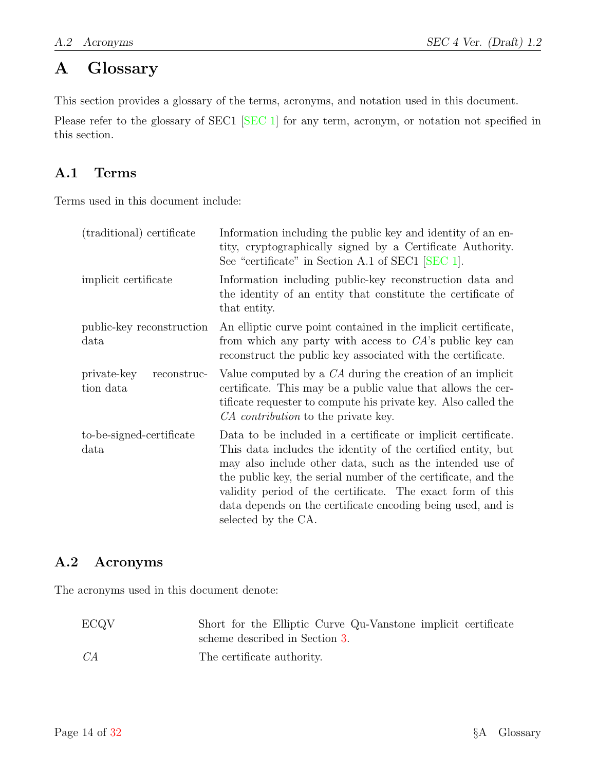# A Glossary

This section provides a glossary of the terms, acronyms, and notation used in this document.

Please refer to the glossary of SEC1 [SEC 1] for any term, acronym, or notation not specified in this section.

## A.1 Terms

Terms used in this document include:

| | |
|---|---|
| (traditional) certificate | Information including the public key and identity of an entity, cryptographically signed by a Certificate Authority. See "certificate" in Section A.1 of SEC1 [SEC 1]. |
| implicit certificate | Information including public-key reconstruction data and the identity of an entity that constitute the certificate of that entity. |
| public-key reconstruction data | An elliptic curve point contained in the implicit certificate, from which any party with access to *CA*'s public key can reconstruct the public key associated with the certificate. |
| private-key reconstruction data | Value computed by a *CA* during the creation of an implicit certificate. This may be a public value that allows the certificate requester to compute his private key. Also called the *CA contribution* to the private key. |
| to-be-signed-certificate data | Data to be included in a certificate or implicit certificate. This data includes the identity of the certified entity, but may also include other data, such as the intended use of the public key, the serial number of the certificate, and the validity period of the certificate. The exact form of this data depends on the certificate encoding being used, and is selected by the CA. |

## A.2 Acronyms

The acronyms used in this document denote:

| | |
|---|---|
| ECQV | Short for the Elliptic Curve Qu-Vanstone implicit certificate scheme described in Section 3. |
| *CA* | The certificate authority. |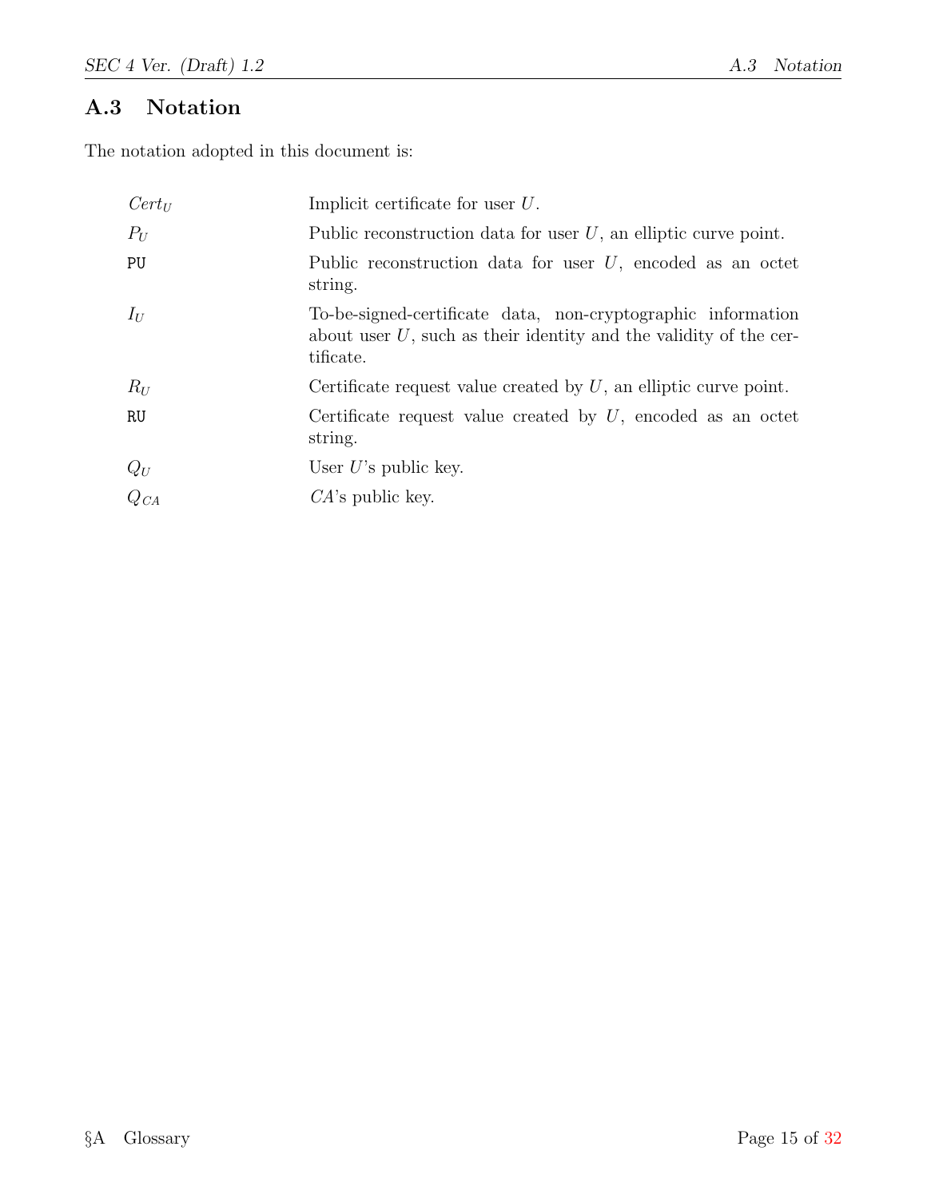## A.3 Notation

The notation adopted in this document is:

| | |
|---|---|
| $Cert_U$ | Implicit certificate for user $U$. |
| $P_U$ | Public reconstruction data for user $U$, an elliptic curve point. |
| `PU` | Public reconstruction data for user $U$, encoded as an octet string. |
| $I_U$ | To-be-signed-certificate data, non-cryptographic information about user $U$, such as their identity and the validity of the certificate. |
| $R_U$ | Certificate request value created by $U$, an elliptic curve point. |
| `RU` | Certificate request value created by $U$, encoded as an octet string. |
| $Q_U$ | User $U$'s public key. |
| $Q_{CA}$ | $CA$'s public key. |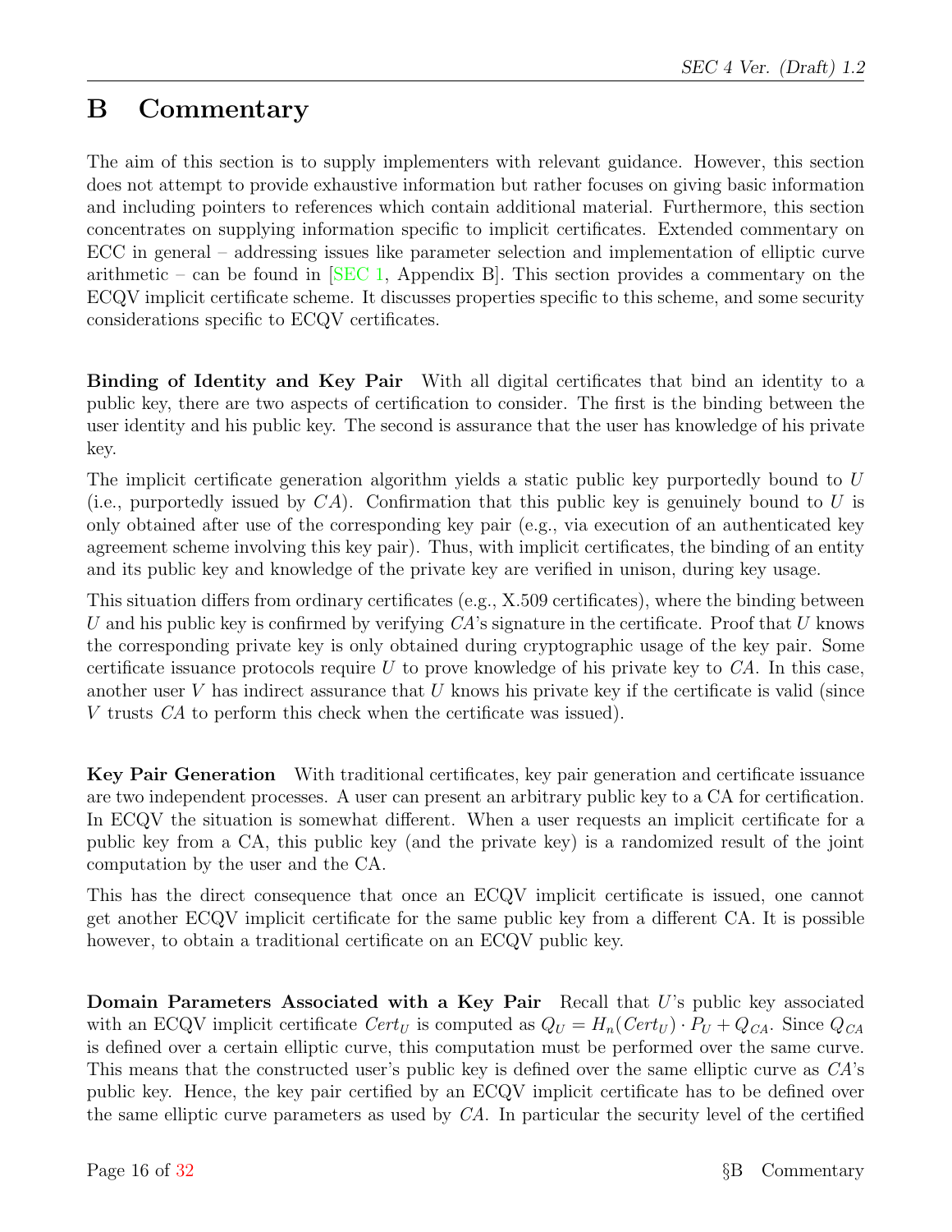# B Commentary

The aim of this section is to supply implementers with relevant guidance. However, this section does not attempt to provide exhaustive information but rather focuses on giving basic information and including pointers to references which contain additional material. Furthermore, this section concentrates on supplying information specific to implicit certificates. Extended commentary on ECC in general – addressing issues like parameter selection and implementation of elliptic curve arithmetic – can be found in [SEC 1, Appendix B]. This section provides a commentary on the ECQV implicit certificate scheme. It discusses properties specific to this scheme, and some security considerations specific to ECQV certificates.

**Binding of Identity and Key Pair** With all digital certificates that bind an identity to a public key, there are two aspects of certification to consider. The first is the binding between the user identity and his public key. The second is assurance that the user has knowledge of his private key.

The implicit certificate generation algorithm yields a static public key purportedly bound to $U$ (i.e., purportedly issued by $CA$). Confirmation that this public key is genuinely bound to $U$ is only obtained after use of the corresponding key pair (e.g., via execution of an authenticated key agreement scheme involving this key pair). Thus, with implicit certificates, the binding of an entity and its public key and knowledge of the private key are verified in unison, during key usage.

This situation differs from ordinary certificates (e.g., X.509 certificates), where the binding between $U$ and his public key is confirmed by verifying $CA$'s signature in the certificate. Proof that $U$ knows the corresponding private key is only obtained during cryptographic usage of the key pair. Some certificate issuance protocols require $U$ to prove knowledge of his private key to $CA$. In this case, another user $V$ has indirect assurance that $U$ knows his private key if the certificate is valid (since $V$ trusts $CA$ to perform this check when the certificate was issued).

**Key Pair Generation** With traditional certificates, key pair generation and certificate issuance are two independent processes. A user can present an arbitrary public key to a CA for certification. In ECQV the situation is somewhat different. When a user requests an implicit certificate for a public key from a CA, this public key (and the private key) is a randomized result of the joint computation by the user and the CA.

This has the direct consequence that once an ECQV implicit certificate is issued, one cannot get another ECQV implicit certificate for the same public key from a different CA. It is possible however, to obtain a traditional certificate on an ECQV public key.

**Domain Parameters Associated with a Key Pair** Recall that $U$'s public key associated with an ECQV implicit certificate $Cert_U$ is computed as $Q_U = H_n(Cert_U) \cdot P_U + Q_{CA}$. Since $Q_{CA}$ is defined over a certain elliptic curve, this computation must be performed over the same curve. This means that the constructed user's public key is defined over the same elliptic curve as $CA$'s public key. Hence, the key pair certified by an ECQV implicit certificate has to be defined over the same elliptic curve parameters as used by $CA$. In particular the security level of the certified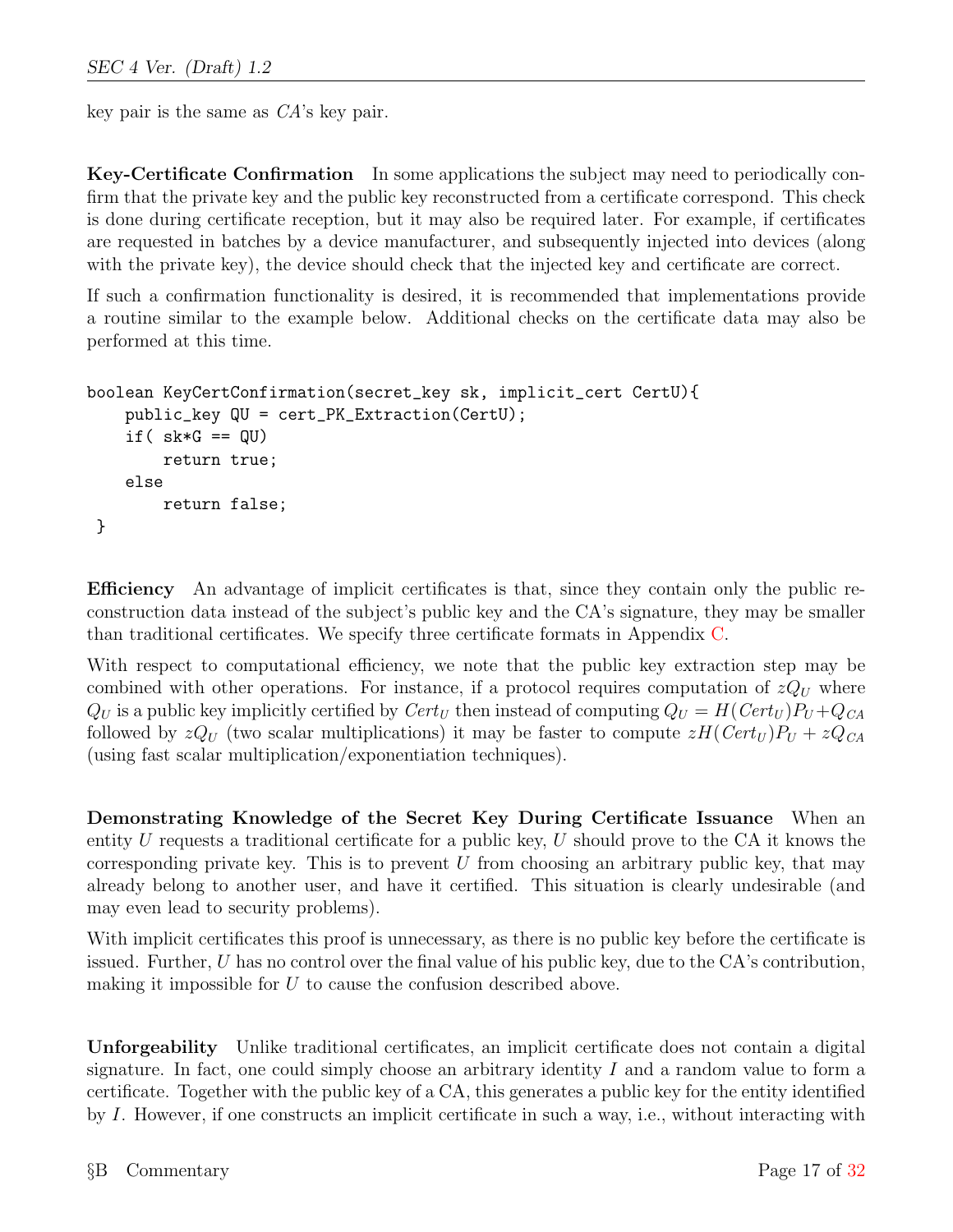key pair is the same as *CA*'s key pair.

**Key-Certificate Confirmation** In some applications the subject may need to periodically confirm that the private key and the public key reconstructed from a certificate correspond. This check is done during certificate reception, but it may also be required later. For example, if certificates are requested in batches by a device manufacturer, and subsequently injected into devices (along with the private key), the device should check that the injected key and certificate are correct.

If such a confirmation functionality is desired, it is recommended that implementations provide a routine similar to the example below. Additional checks on the certificate data may also be performed at this time.

```
boolean KeyCertConfirmation(secret_key sk, implicit_cert CertU){
    public_key QU = cert_PK_Extraction(CertU);
    if( sk*G == QU)
        return true;
    else
        return false;
 }
```

**Efficiency** An advantage of implicit certificates is that, since they contain only the public reconstruction data instead of the subject's public key and the CA's signature, they may be smaller than traditional certificates. We specify three certificate formats in Appendix C.

With respect to computational efficiency, we note that the public key extraction step may be combined with other operations. For instance, if a protocol requires computation of $zQ_U$ where $Q_U$ is a public key implicitly certified by $Cert_U$ then instead of computing $Q_U = H(Cert_U)P_U + Q_{CA}$ followed by $zQ_U$ (two scalar multiplications) it may be faster to compute $zH(Cert_U)P_U + zQ_{CA}$ (using fast scalar multiplication/exponentiation techniques).

**Demonstrating Knowledge of the Secret Key During Certificate Issuance** When an entity $U$ requests a traditional certificate for a public key, $U$ should prove to the CA it knows the corresponding private key. This is to prevent $U$ from choosing an arbitrary public key, that may already belong to another user, and have it certified. This situation is clearly undesirable (and may even lead to security problems).

With implicit certificates this proof is unnecessary, as there is no public key before the certificate is issued. Further, $U$ has no control over the final value of his public key, due to the CA's contribution, making it impossible for $U$ to cause the confusion described above.

**Unforgeability** Unlike traditional certificates, an implicit certificate does not contain a digital signature. In fact, one could simply choose an arbitrary identity $I$ and a random value to form a certificate. Together with the public key of a CA, this generates a public key for the entity identified by $I$. However, if one constructs an implicit certificate in such a way, i.e., without interacting with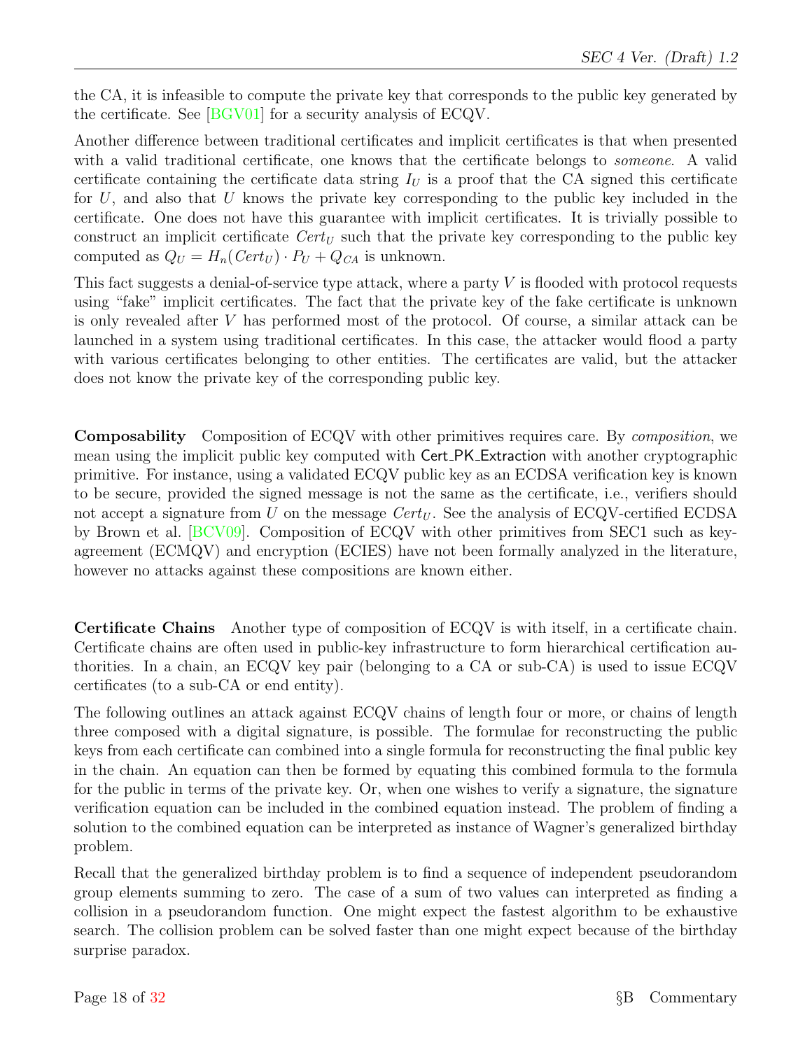the CA, it is infeasible to compute the private key that corresponds to the public key generated by the certificate. See [BGV01] for a security analysis of ECQV.

Another difference between traditional certificates and implicit certificates is that when presented with a valid traditional certificate, one knows that the certificate belongs to *someone*. A valid certificate containing the certificate data string $I_U$ is a proof that the CA signed this certificate for $U$, and also that $U$ knows the private key corresponding to the public key included in the certificate. One does not have this guarantee with implicit certificates. It is trivially possible to construct an implicit certificate $Cert_U$ such that the private key corresponding to the public key computed as $Q_U = H_n(Cert_U) \cdot P_U + Q_{CA}$ is unknown.

This fact suggests a denial-of-service type attack, where a party $V$ is flooded with protocol requests using "fake" implicit certificates. The fact that the private key of the fake certificate is unknown is only revealed after $V$ has performed most of the protocol. Of course, a similar attack can be launched in a system using traditional certificates. In this case, the attacker would flood a party with various certificates belonging to other entities. The certificates are valid, but the attacker does not know the private key of the corresponding public key.

**Composability** Composition of ECQV with other primitives requires care. By *composition*, we mean using the implicit public key computed with Cert_PK_Extraction with another cryptographic primitive. For instance, using a validated ECQV public key as an ECDSA verification key is known to be secure, provided the signed message is not the same as the certificate, i.e., verifiers should not accept a signature from $U$ on the message $Cert_U$. See the analysis of ECQV-certified ECDSA by Brown et al. [BCV09]. Composition of ECQV with other primitives from SEC1 such as key-agreement (ECMQV) and encryption (ECIES) have not been formally analyzed in the literature, however no attacks against these compositions are known either.

**Certificate Chains** Another type of composition of ECQV is with itself, in a certificate chain. Certificate chains are often used in public-key infrastructure to form hierarchical certification authorities. In a chain, an ECQV key pair (belonging to a CA or sub-CA) is used to issue ECQV certificates (to a sub-CA or end entity).

The following outlines an attack against ECQV chains of length four or more, or chains of length three composed with a digital signature, is possible. The formulae for reconstructing the public keys from each certificate can combined into a single formula for reconstructing the final public key in the chain. An equation can then be formed by equating this combined formula to the formula for the public in terms of the private key. Or, when one wishes to verify a signature, the signature verification equation can be included in the combined equation instead. The problem of finding a solution to the combined equation can be interpreted as instance of Wagner's generalized birthday problem.

Recall that the generalized birthday problem is to find a sequence of independent pseudorandom group elements summing to zero. The case of a sum of two values can interpreted as finding a collision in a pseudorandom function. One might expect the fastest algorithm to be exhaustive search. The collision problem can be solved faster than one might expect because of the birthday surprise paradox.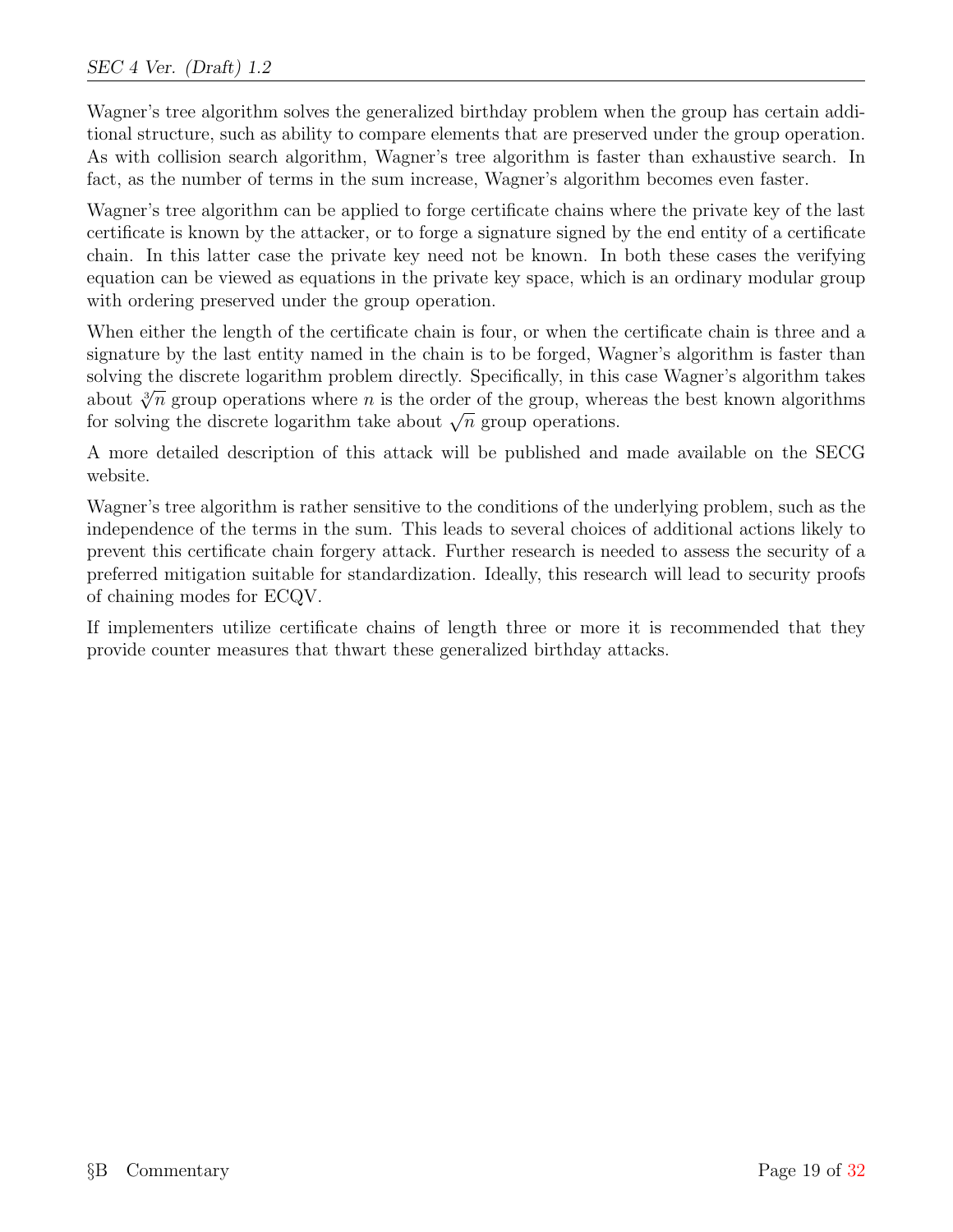Wagner's tree algorithm solves the generalized birthday problem when the group has certain additional structure, such as ability to compare elements that are preserved under the group operation. As with collision search algorithm, Wagner's tree algorithm is faster than exhaustive search. In fact, as the number of terms in the sum increase, Wagner's algorithm becomes even faster.

Wagner's tree algorithm can be applied to forge certificate chains where the private key of the last certificate is known by the attacker, or to forge a signature signed by the end entity of a certificate chain. In this latter case the private key need not be known. In both these cases the verifying equation can be viewed as equations in the private key space, which is an ordinary modular group with ordering preserved under the group operation.

When either the length of the certificate chain is four, or when the certificate chain is three and a signature by the last entity named in the chain is to be forged, Wagner's algorithm is faster than solving the discrete logarithm problem directly. Specifically, in this case Wagner's algorithm takes about $\sqrt[3]{n}$ group operations where $n$ is the order of the group, whereas the best known algorithms for solving the discrete logarithm take about $\sqrt{n}$ group operations.

A more detailed description of this attack will be published and made available on the SECG website.

Wagner's tree algorithm is rather sensitive to the conditions of the underlying problem, such as the independence of the terms in the sum. This leads to several choices of additional actions likely to prevent this certificate chain forgery attack. Further research is needed to assess the security of a preferred mitigation suitable for standardization. Ideally, this research will lead to security proofs of chaining modes for ECQV.

If implementers utilize certificate chains of length three or more it is recommended that they provide counter measures that thwart these generalized birthday attacks.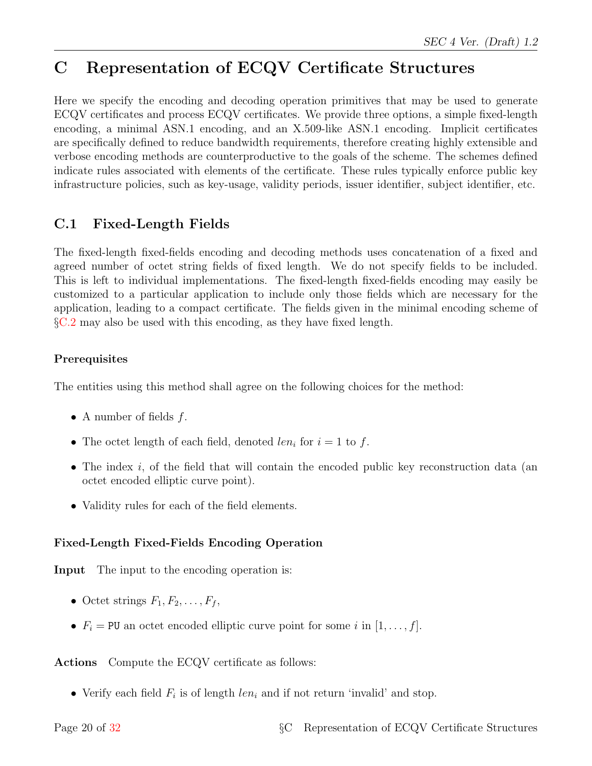# C Representation of ECQV Certificate Structures

Here we specify the encoding and decoding operation primitives that may be used to generate ECQV certificates and process ECQV certificates. We provide three options, a simple fixed-length encoding, a minimal ASN.1 encoding, and an X.509-like ASN.1 encoding. Implicit certificates are specifically defined to reduce bandwidth requirements, therefore creating highly extensible and verbose encoding methods are counterproductive to the goals of the scheme. The schemes defined indicate rules associated with elements of the certificate. These rules typically enforce public key infrastructure policies, such as key-usage, validity periods, issuer identifier, subject identifier, etc.

## C.1 Fixed-Length Fields

The fixed-length fixed-fields encoding and decoding methods uses concatenation of a fixed and agreed number of octet string fields of fixed length. We do not specify fields to be included. This is left to individual implementations. The fixed-length fixed-fields encoding may easily be customized to a particular application to include only those fields which are necessary for the application, leading to a compact certificate. The fields given in the minimal encoding scheme of §C.2 may also be used with this encoding, as they have fixed length.

### Prerequisites

The entities using this method shall agree on the following choices for the method:

- A number of fields $f$.
- The octet length of each field, denoted $len_i$ for $i = 1$ to $f$.
- The index $i$, of the field that will contain the encoded public key reconstruction data (an octet encoded elliptic curve point).
- Validity rules for each of the field elements.

### Fixed-Length Fixed-Fields Encoding Operation

**Input** The input to the encoding operation is:

- Octet strings $F_1, F_2, \ldots, F_f$,
- $F_i = \mathtt{PU}$ an octet encoded elliptic curve point for some $i$ in $[1, \ldots, f]$.

**Actions** Compute the ECQV certificate as follows:

- Verify each field $F_i$ is of length $len_i$ and if not return 'invalid' and stop.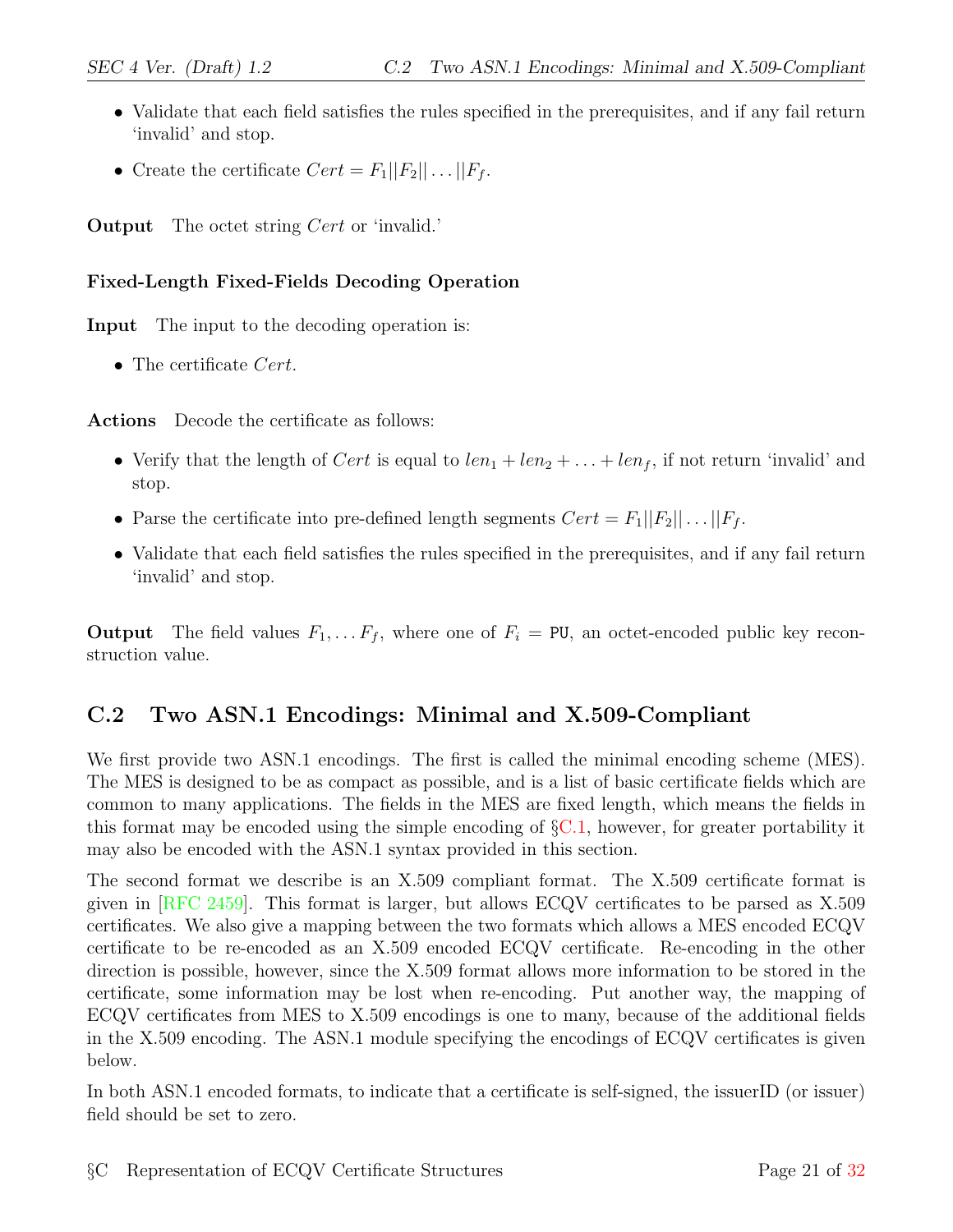- Validate that each field satisfies the rules specified in the prerequisites, and if any fail return 'invalid' and stop.
- Create the certificate $Cert = F_1 || F_2 || \ldots || F_f$.

**Output** The octet string $Cert$ or 'invalid.'

#### Fixed-Length Fixed-Fields Decoding Operation

**Input** The input to the decoding operation is:

- The certificate $Cert$.

**Actions** Decode the certificate as follows:

- Verify that the length of $Cert$ is equal to $len_1 + len_2 + \ldots + len_f$, if not return 'invalid' and stop.
- Parse the certificate into pre-defined length segments $Cert = F_1 || F_2 || \ldots || F_f$.
- Validate that each field satisfies the rules specified in the prerequisites, and if any fail return 'invalid' and stop.

**Output** The field values $F_1, \ldots F_f$, where one of $F_i =$ PU, an octet-encoded public key reconstruction value.

## C.2 Two ASN.1 Encodings: Minimal and X.509-Compliant

We first provide two ASN.1 encodings. The first is called the minimal encoding scheme (MES). The MES is designed to be as compact as possible, and is a list of basic certificate fields which are common to many applications. The fields in the MES are fixed length, which means the fields in this format may be encoded using the simple encoding of §C.1, however, for greater portability it may also be encoded with the ASN.1 syntax provided in this section.

The second format we describe is an X.509 compliant format. The X.509 certificate format is given in [RFC 2459]. This format is larger, but allows ECQV certificates to be parsed as X.509 certificates. We also give a mapping between the two formats which allows a MES encoded ECQV certificate to be re-encoded as an X.509 encoded ECQV certificate. Re-encoding in the other direction is possible, however, since the X.509 format allows more information to be stored in the certificate, some information may be lost when re-encoding. Put another way, the mapping of ECQV certificates from MES to X.509 encodings is one to many, because of the additional fields in the X.509 encoding. The ASN.1 module specifying the encodings of ECQV certificates is given below.

In both ASN.1 encoded formats, to indicate that a certificate is self-signed, the issuerID (or issuer) field should be set to zero.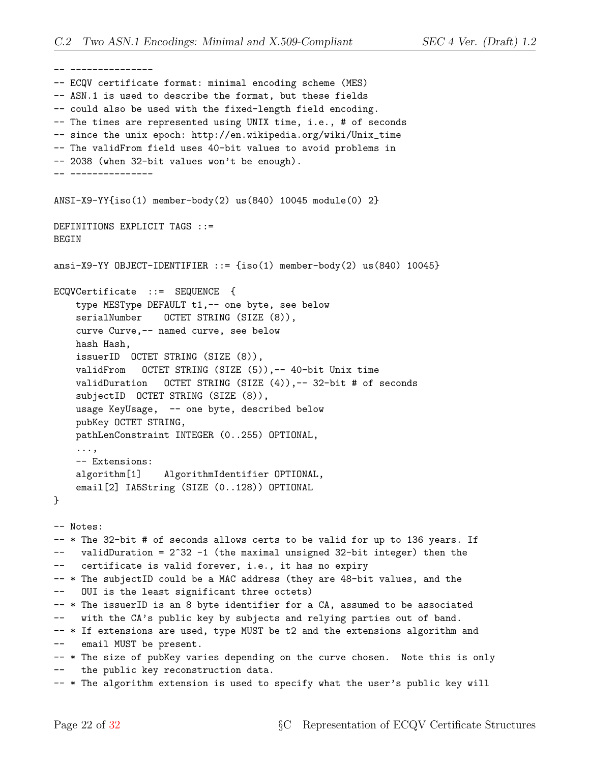```
-- ---------------
-- ECQV certificate format: minimal encoding scheme (MES)
-- ASN.1 is used to describe the format, but these fields
-- could also be used with the fixed-length field encoding.
-- The times are represented using UNIX time, i.e., # of seconds
-- since the unix epoch: http://en.wikipedia.org/wiki/Unix_time
-- The validFrom field uses 40-bit values to avoid problems in
-- 2038 (when 32-bit values won't be enough).
-- ---------------

ANSI-X9-YY{iso(1) member-body(2) us(840) 10045 module(0) 2}

DEFINITIONS EXPLICIT TAGS ::=
BEGIN

ansi-X9-YY OBJECT-IDENTIFIER ::= {iso(1) member-body(2) us(840) 10045}

ECQVCertificate  ::=  SEQUENCE  {
    type MESType DEFAULT t1,-- one byte, see below
    serialNumber    OCTET STRING (SIZE (8)),
    curve Curve,-- named curve, see below
    hash Hash,
    issuerID  OCTET STRING (SIZE (8)),
    validFrom   OCTET STRING (SIZE (5)),-- 40-bit Unix time
    validDuration   OCTET STRING (SIZE (4)),-- 32-bit # of seconds
    subjectID  OCTET STRING (SIZE (8)),
    usage KeyUsage,  -- one byte, described below
    pubKey OCTET STRING,
    pathLenConstraint INTEGER (0..255) OPTIONAL,
    ...,
    -- Extensions:
    algorithm[1]    AlgorithmIdentifier OPTIONAL,
    email[2] IA5String (SIZE (0..128)) OPTIONAL
}

-- Notes:
-- * The 32-bit # of seconds allows certs to be valid for up to 136 years. If
--   validDuration = 2^32 -1 (the maximal unsigned 32-bit integer) then the
--   certificate is valid forever, i.e., it has no expiry
-- * The subjectID could be a MAC address (they are 48-bit values, and the
--   OUI is the least significant three octets)
-- * The issuerID is an 8 byte identifier for a CA, assumed to be associated
--   with the CA's public key by subjects and relying parties out of band.
-- * If extensions are used, type MUST be t2 and the extensions algorithm and
--   email MUST be present.
-- * The size of pubKey varies depending on the curve chosen.  Note this is only
--   the public key reconstruction data.
-- * The algorithm extension is used to specify what the user's public key will
```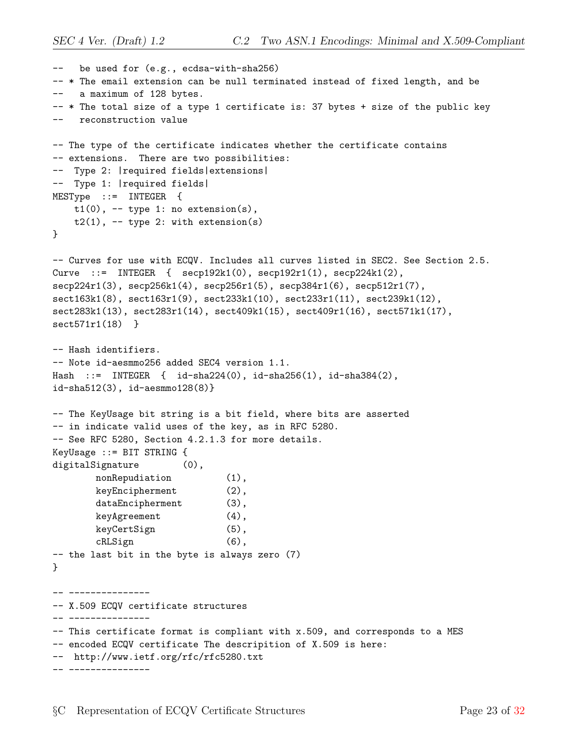```
--   be used for (e.g., ecdsa-with-sha256)
-- * The email extension can be null terminated instead of fixed length, and be
--   a maximum of 128 bytes.
-- * The total size of a type 1 certificate is: 37 bytes + size of the public key
--   reconstruction value

-- The type of the certificate indicates whether the certificate contains
-- extensions.  There are two possibilities:
--  Type 2: |required fields|extensions|
--  Type 1: |required fields|
MESType  ::=  INTEGER  {
    t1(0), -- type 1: no extension(s),
    t2(1), -- type 2: with extension(s)
}

-- Curves for use with ECQV. Includes all curves listed in SEC2. See Section 2.5.
Curve  ::=  INTEGER  {  secp192k1(0), secp192r1(1), secp224k1(2),
secp224r1(3), secp256k1(4), secp256r1(5), secp384r1(6), secp512r1(7),
sect163k1(8), sect163r1(9), sect233k1(10), sect233r1(11), sect239k1(12),
sect283k1(13), sect283r1(14), sect409k1(15), sect409r1(16), sect571k1(17),
sect571r1(18)  }

-- Hash identifiers.
-- Note id-aesmmo256 added SEC4 version 1.1.
Hash  ::=  INTEGER  {  id-sha224(0), id-sha256(1), id-sha384(2),
id-sha512(3), id-aesmmo128(8)}

-- The KeyUsage bit string is a bit field, where bits are asserted
-- in indicate valid uses of the key, as in RFC 5280.
-- See RFC 5280, Section 4.2.1.3 for more details.
KeyUsage ::= BIT STRING {
digitalSignature        (0),
        nonRepudiation          (1),
        keyEncipherment         (2),
        dataEncipherment        (3),
        keyAgreement            (4),
        keyCertSign             (5),
        cRLSign                 (6),
-- the last bit in the byte is always zero (7)
}

-- ---------------
-- X.509 ECQV certificate structures
-- ---------------
-- This certificate format is compliant with x.509, and corresponds to a MES
-- encoded ECQV certificate The descripition of X.509 is here:
--  http://www.ietf.org/rfc/rfc5280.txt
-- ---------------
```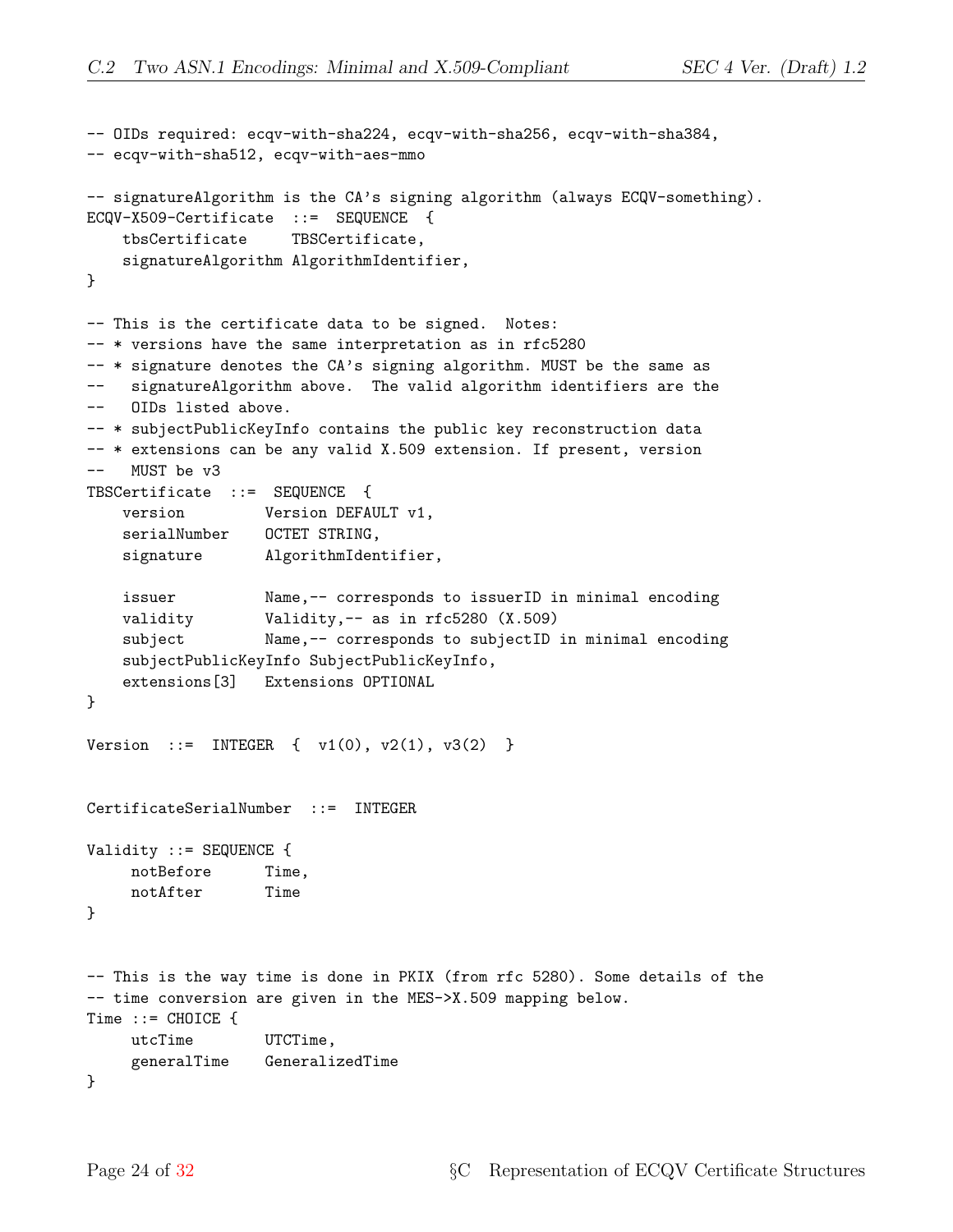```
-- OIDs required: ecqv-with-sha224, ecqv-with-sha256, ecqv-with-sha384,
-- ecqv-with-sha512, ecqv-with-aes-mmo

-- signatureAlgorithm is the CA's signing algorithm (always ECQV-something).
ECQV-X509-Certificate  ::=  SEQUENCE  {
    tbsCertificate     TBSCertificate,
    signatureAlgorithm AlgorithmIdentifier,
}

-- This is the certificate data to be signed.  Notes:
-- * versions have the same interpretation as in rfc5280
-- * signature denotes the CA's signing algorithm. MUST be the same as
--   signatureAlgorithm above.  The valid algorithm identifiers are the
--   OIDs listed above.
-- * subjectPublicKeyInfo contains the public key reconstruction data
-- * extensions can be any valid X.509 extension. If present, version
--   MUST be v3
TBSCertificate  ::=  SEQUENCE  {
    version         Version DEFAULT v1,
    serialNumber    OCTET STRING,
    signature       AlgorithmIdentifier,

    issuer          Name,-- corresponds to issuerID in minimal encoding
    validity        Validity,-- as in rfc5280 (X.509)
    subject         Name,-- corresponds to subjectID in minimal encoding
    subjectPublicKeyInfo SubjectPublicKeyInfo,
    extensions[3]   Extensions OPTIONAL
}

Version  ::=  INTEGER  {  v1(0), v2(1), v3(2)  }


CertificateSerialNumber  ::=  INTEGER

Validity ::= SEQUENCE {
     notBefore      Time,
     notAfter       Time
}


-- This is the way time is done in PKIX (from rfc 5280). Some details of the
-- time conversion are given in the MES->X.509 mapping below.
Time ::= CHOICE {
     utcTime        UTCTime,
     generalTime    GeneralizedTime
}
```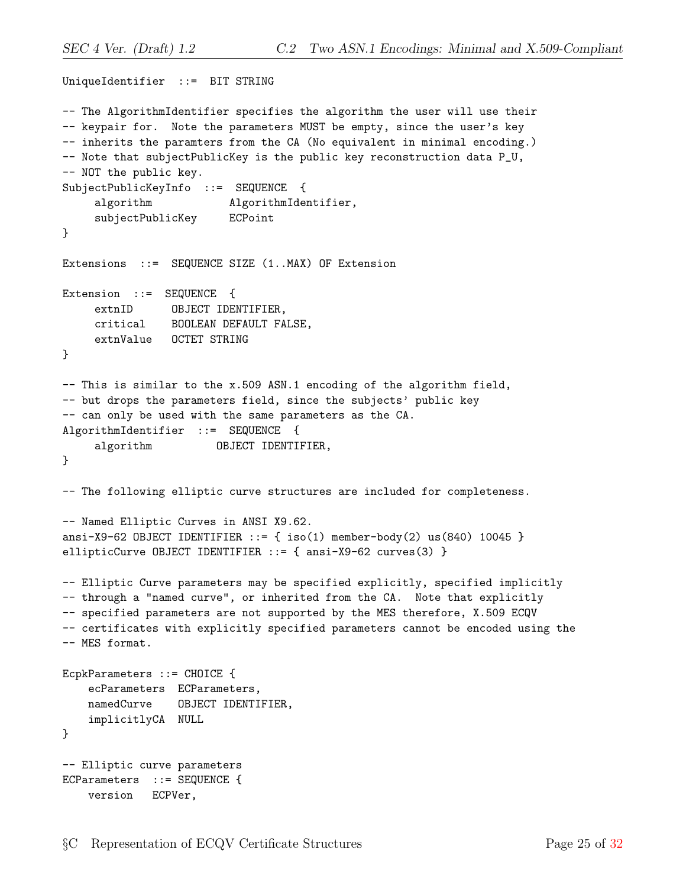```
UniqueIdentifier  ::=  BIT STRING

-- The AlgorithmIdentifier specifies the algorithm the user will use their
-- keypair for.  Note the parameters MUST be empty, since the user's key
-- inherits the paramters from the CA (No equivalent in minimal encoding.)
-- Note that subjectPublicKey is the public key reconstruction data P_U,
-- NOT the public key.
SubjectPublicKeyInfo  ::=  SEQUENCE  {
     algorithm            AlgorithmIdentifier,
     subjectPublicKey     ECPoint
}

Extensions  ::=  SEQUENCE SIZE (1..MAX) OF Extension

Extension  ::=  SEQUENCE  {
     extnID      OBJECT IDENTIFIER,
     critical    BOOLEAN DEFAULT FALSE,
     extnValue   OCTET STRING
}

-- This is similar to the x.509 ASN.1 encoding of the algorithm field,
-- but drops the parameters field, since the subjects' public key
-- can only be used with the same parameters as the CA.
AlgorithmIdentifier  ::=  SEQUENCE  {
     algorithm          OBJECT IDENTIFIER,
}

-- The following elliptic curve structures are included for completeness.

-- Named Elliptic Curves in ANSI X9.62.
ansi-X9-62 OBJECT IDENTIFIER ::= { iso(1) member-body(2) us(840) 10045 }
ellipticCurve OBJECT IDENTIFIER ::= { ansi-X9-62 curves(3) }

-- Elliptic Curve parameters may be specified explicitly, specified implicitly
-- through a "named curve", or inherited from the CA.  Note that explicitly
-- specified parameters are not supported by the MES therefore, X.509 ECQV
-- certificates with explicitly specified parameters cannot be encoded using the
-- MES format.

EcpkParameters ::= CHOICE {
    ecParameters  ECParameters,
    namedCurve    OBJECT IDENTIFIER,
    implicitlyCA  NULL
}

-- Elliptic curve parameters
ECParameters  ::= SEQUENCE {
    version   ECPVer,
```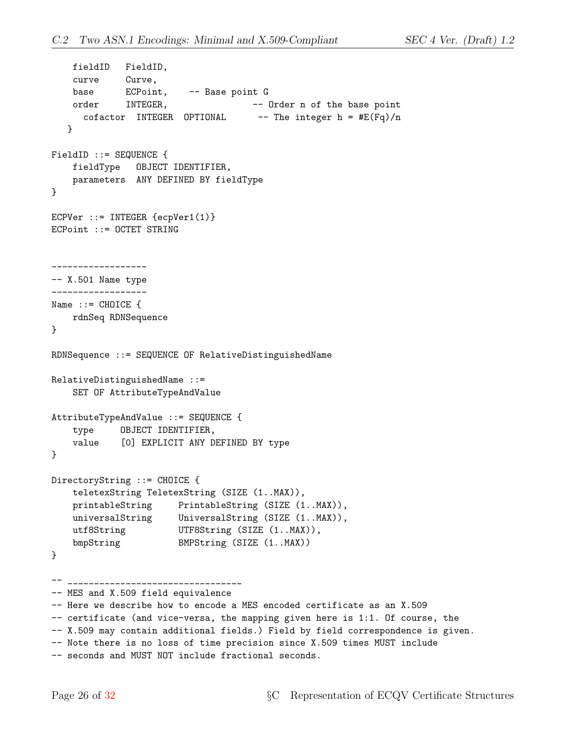```
    fieldID   FieldID,
    curve     Curve,
    base      ECPoint,    -- Base point G
    order     INTEGER,                -- Order n of the base point
      cofactor  INTEGER  OPTIONAL      -- The integer h = #E(Fq)/n
   }

FieldID ::= SEQUENCE {
    fieldType   OBJECT IDENTIFIER,
    parameters  ANY DEFINED BY fieldType
}

ECPVer ::= INTEGER {ecpVer1(1)}
ECPoint ::= OCTET STRING


------------------
-- X.501 Name type
------------------
Name ::= CHOICE {
    rdnSeq RDNSequence
}

RDNSequence ::= SEQUENCE OF RelativeDistinguishedName

RelativeDistinguishedName ::=
    SET OF AttributeTypeAndValue

AttributeTypeAndValue ::= SEQUENCE {
    type     OBJECT IDENTIFIER,
    value    [0] EXPLICIT ANY DEFINED BY type
}

DirectoryString ::= CHOICE {
    teletexString TeletexString (SIZE (1..MAX)),
    printableString     PrintableString (SIZE (1..MAX)),
    universalString     UniversalString (SIZE (1..MAX)),
    utf8String          UTF8String (SIZE (1..MAX)),
    bmpString           BMPString (SIZE (1..MAX))
}

-- ---------------------------------
-- MES and X.509 field equivalence
-- Here we describe how to encode a MES encoded certificate as an X.509
-- certificate (and vice-versa, the mapping given here is 1:1. Of course, the
-- X.509 may contain additional fields.) Field by field correspondence is given.
-- Note there is no loss of time precision since X.509 times MUST include
-- seconds and MUST NOT include fractional seconds.
```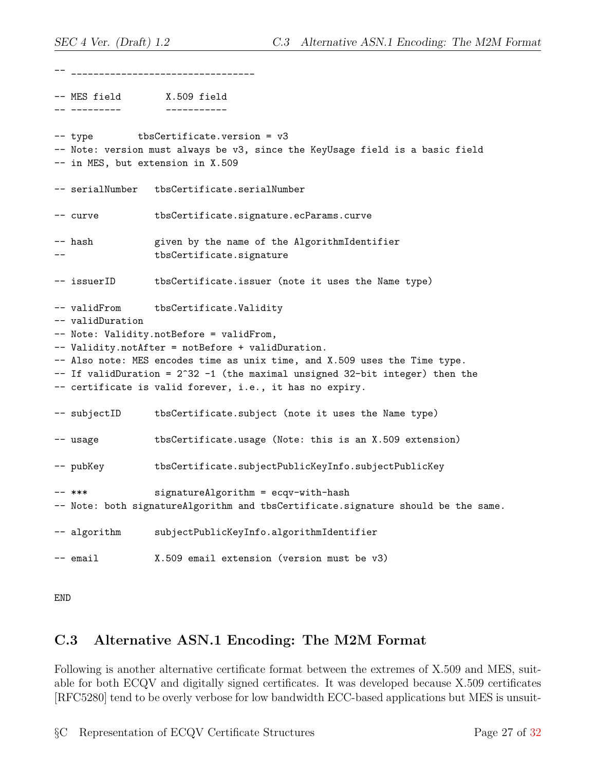```
-- ---------------------------------

-- MES field        X.509 field
-- ---------        -----------

-- type        tbsCertificate.version = v3
-- Note: version must always be v3, since the KeyUsage field is a basic field
-- in MES, but extension in X.509

-- serialNumber   tbsCertificate.serialNumber

-- curve          tbsCertificate.signature.ecParams.curve

-- hash           given by the name of the AlgorithmIdentifier
--                tbsCertificate.signature

-- issuerID       tbsCertificate.issuer (note it uses the Name type)

-- validFrom      tbsCertificate.Validity
-- validDuration
-- Note: Validity.notBefore = validFrom,
-- Validity.notAfter = notBefore + validDuration.
-- Also note: MES encodes time as unix time, and X.509 uses the Time type.
-- If validDuration = 2^32 -1 (the maximal unsigned 32-bit integer) then the
-- certificate is valid forever, i.e., it has no expiry.

-- subjectID      tbsCertificate.subject (note it uses the Name type)

-- usage          tbsCertificate.usage (Note: this is an X.509 extension)

-- pubKey         tbsCertificate.subjectPublicKeyInfo.subjectPublicKey

-- ***            signatureAlgorithm = ecqv-with-hash
-- Note: both signatureAlgorithm and tbsCertificate.signature should be the same.

-- algorithm      subjectPublicKeyInfo.algorithmIdentifier

-- email          X.509 email extension (version must be v3)


END
```

## C.3 Alternative ASN.1 Encoding: The M2M Format

Following is another alternative certificate format between the extremes of X.509 and MES, suitable for both ECQV and digitally signed certificates. It was developed because X.509 certificates [RFC5280] tend to be overly verbose for low bandwidth ECC-based applications but MES is unsuit-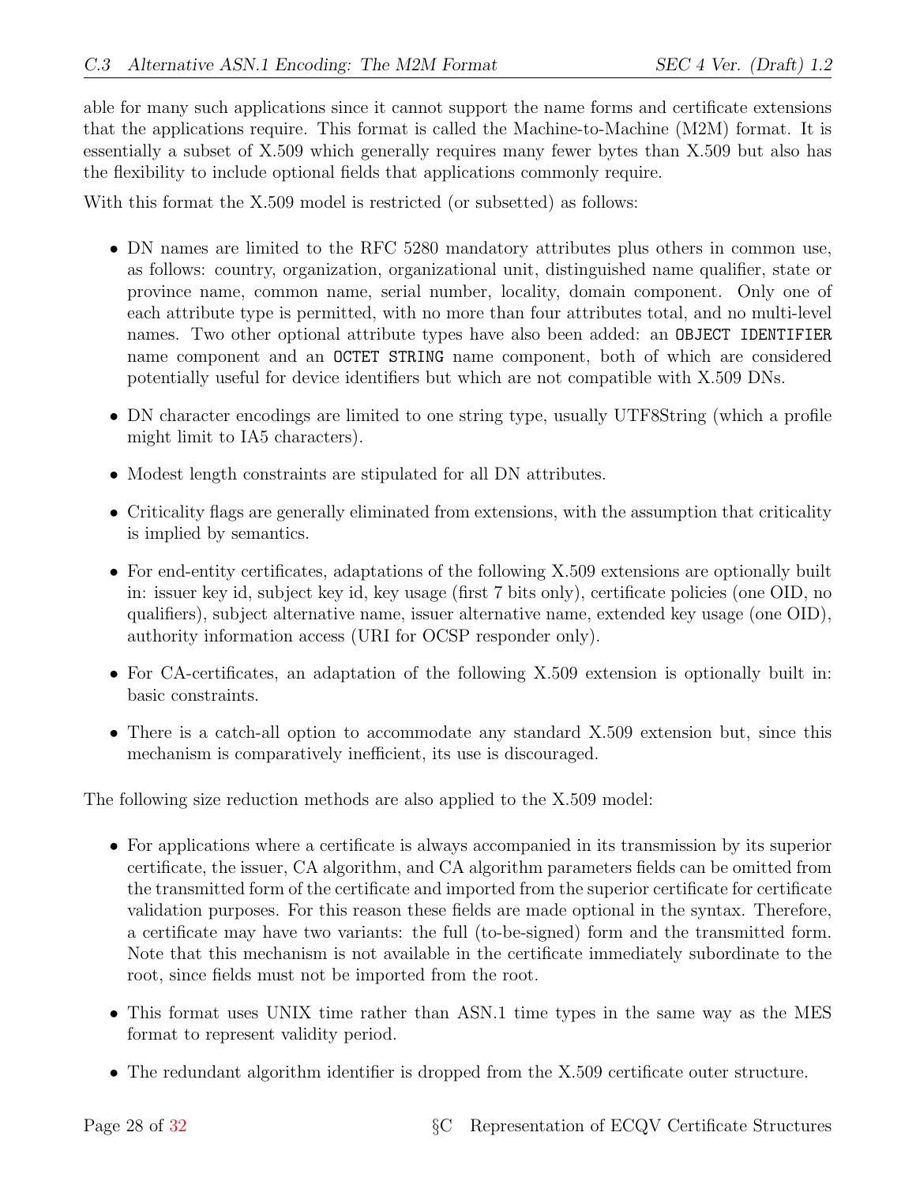able for many such applications since it cannot support the name forms and certificate extensions that the applications require. This format is called the Machine-to-Machine (M2M) format. It is essentially a subset of X.509 which generally requires many fewer bytes than X.509 but also has the flexibility to include optional fields that applications commonly require.

With this format the X.509 model is restricted (or subsetted) as follows:

- DN names are limited to the RFC 5280 mandatory attributes plus others in common use, as follows: country, organization, organizational unit, distinguished name qualifier, state or province name, common name, serial number, locality, domain component. Only one of each attribute type is permitted, with no more than four attributes total, and no multi-level names. Two other optional attribute types have also been added: an `OBJECT IDENTIFIER` name component and an `OCTET STRING` name component, both of which are considered potentially useful for device identifiers but which are not compatible with X.509 DNs.
- DN character encodings are limited to one string type, usually UTF8String (which a profile might limit to IA5 characters).
- Modest length constraints are stipulated for all DN attributes.
- Criticality flags are generally eliminated from extensions, with the assumption that criticality is implied by semantics.
- For end-entity certificates, adaptations of the following X.509 extensions are optionally built in: issuer key id, subject key id, key usage (first 7 bits only), certificate policies (one OID, no qualifiers), subject alternative name, issuer alternative name, extended key usage (one OID), authority information access (URI for OCSP responder only).
- For CA-certificates, an adaptation of the following X.509 extension is optionally built in: basic constraints.
- There is a catch-all option to accommodate any standard X.509 extension but, since this mechanism is comparatively inefficient, its use is discouraged.

The following size reduction methods are also applied to the X.509 model:

- For applications where a certificate is always accompanied in its transmission by its superior certificate, the issuer, CA algorithm, and CA algorithm parameters fields can be omitted from the transmitted form of the certificate and imported from the superior certificate for certificate validation purposes. For this reason these fields are made optional in the syntax. Therefore, a certificate may have two variants: the full (to-be-signed) form and the transmitted form. Note that this mechanism is not available in the certificate immediately subordinate to the root, since fields must not be imported from the root.
- This format uses UNIX time rather than ASN.1 time types in the same way as the MES format to represent validity period.
- The redundant algorithm identifier is dropped from the X.509 certificate outer structure.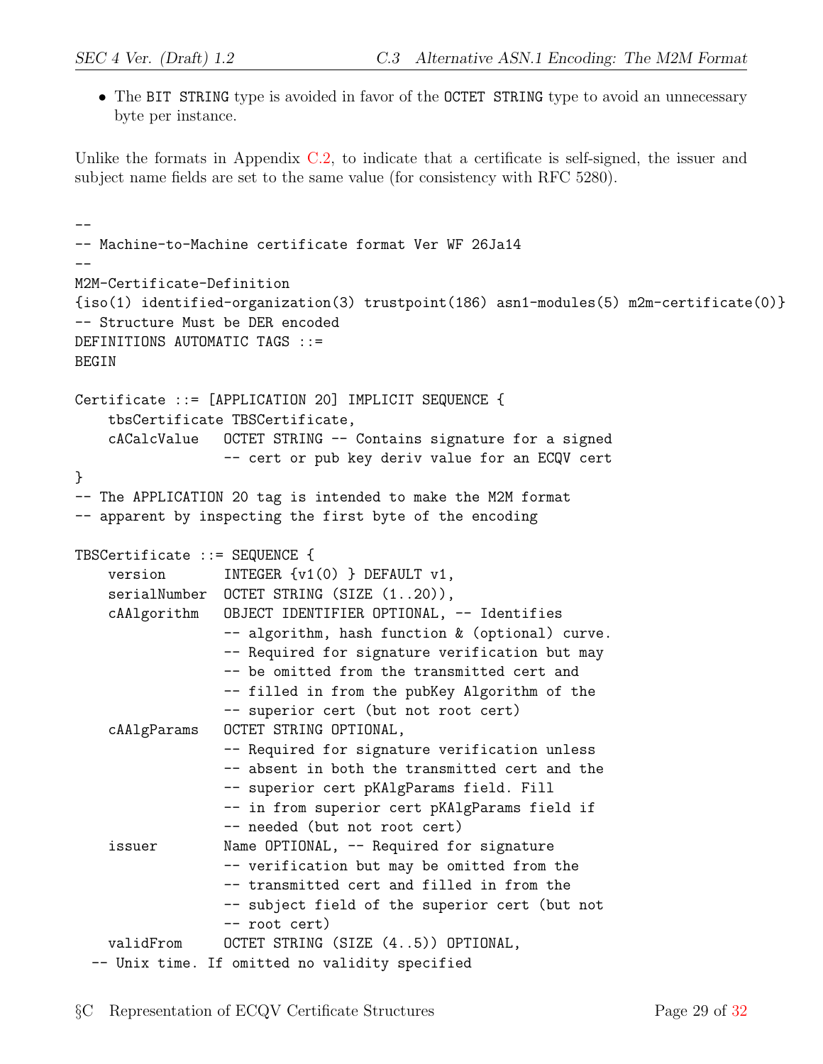- The BIT STRING type is avoided in favor of the OCTET STRING type to avoid an unnecessary byte per instance.

Unlike the formats in Appendix C.2, to indicate that a certificate is self-signed, the issuer and subject name fields are set to the same value (for consistency with RFC 5280).

```
--
-- Machine-to-Machine certificate format Ver WF 26Ja14
--
M2M-Certificate-Definition
{iso(1) identified-organization(3) trustpoint(186) asn1-modules(5) m2m-certificate(0)}
-- Structure Must be DER encoded
DEFINITIONS AUTOMATIC TAGS ::=
BEGIN

Certificate ::= [APPLICATION 20] IMPLICIT SEQUENCE {
    tbsCertificate TBSCertificate,
    cACalcValue   OCTET STRING -- Contains signature for a signed
                  -- cert or pub key deriv value for an ECQV cert
}
-- The APPLICATION 20 tag is intended to make the M2M format
-- apparent by inspecting the first byte of the encoding

TBSCertificate ::= SEQUENCE {
    version       INTEGER {v1(0) } DEFAULT v1,
    serialNumber  OCTET STRING (SIZE (1..20)),
    cAAlgorithm   OBJECT IDENTIFIER OPTIONAL, -- Identifies
                  -- algorithm, hash function & (optional) curve.
                  -- Required for signature verification but may
                  -- be omitted from the transmitted cert and
                  -- filled in from the pubKey Algorithm of the
                  -- superior cert (but not root cert)
    cAAlgParams   OCTET STRING OPTIONAL,
                  -- Required for signature verification unless
                  -- absent in both the transmitted cert and the
                  -- superior cert pKAlgParams field. Fill
                  -- in from superior cert pKAlgParams field if
                  -- needed (but not root cert)
    issuer        Name OPTIONAL, -- Required for signature
                  -- verification but may be omitted from the
                  -- transmitted cert and filled in from the
                  -- subject field of the superior cert (but not
                  -- root cert)
    validFrom     OCTET STRING (SIZE (4..5)) OPTIONAL,
  -- Unix time. If omitted no validity specified
```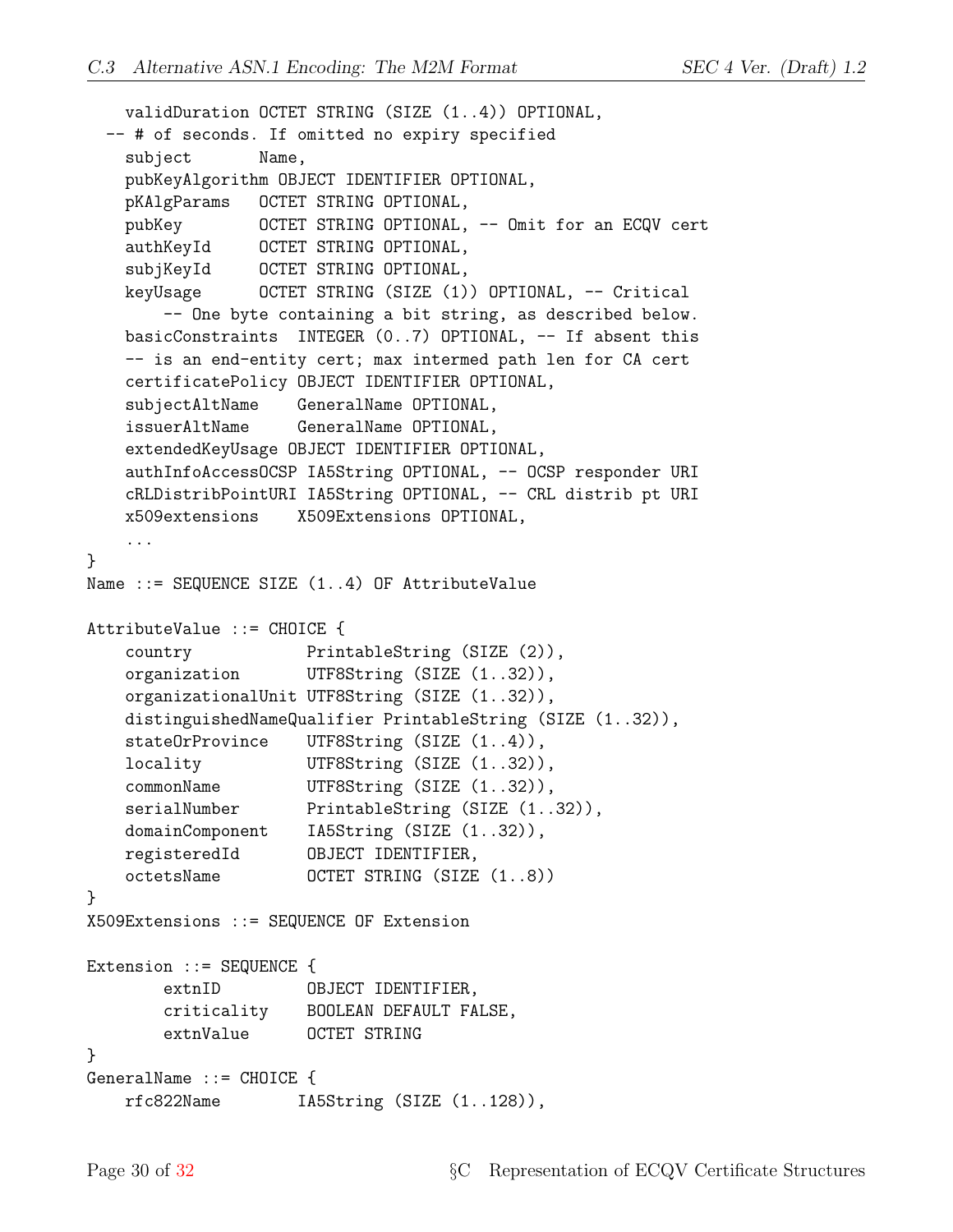```
    validDuration OCTET STRING (SIZE (1..4)) OPTIONAL,
  -- # of seconds. If omitted no expiry specified
    subject       Name,
    pubKeyAlgorithm OBJECT IDENTIFIER OPTIONAL,
    pKAlgParams   OCTET STRING OPTIONAL,
    pubKey        OCTET STRING OPTIONAL, -- Omit for an ECQV cert
    authKeyId     OCTET STRING OPTIONAL,
    subjKeyId     OCTET STRING OPTIONAL,
    keyUsage      OCTET STRING (SIZE (1)) OPTIONAL, -- Critical
        -- One byte containing a bit string, as described below.
    basicConstraints  INTEGER (0..7) OPTIONAL, -- If absent this
    -- is an end-entity cert; max intermed path len for CA cert
    certificatePolicy OBJECT IDENTIFIER OPTIONAL,
    subjectAltName    GeneralName OPTIONAL,
    issuerAltName     GeneralName OPTIONAL,
    extendedKeyUsage OBJECT IDENTIFIER OPTIONAL,
    authInfoAccessOCSP IA5String OPTIONAL, -- OCSP responder URI
    cRLDistribPointURI IA5String OPTIONAL, -- CRL distrib pt URI
    x509extensions    X509Extensions OPTIONAL,
    ...
}
Name ::= SEQUENCE SIZE (1..4) OF AttributeValue

AttributeValue ::= CHOICE {
    country            PrintableString (SIZE (2)),
    organization       UTF8String (SIZE (1..32)),
    organizationalUnit UTF8String (SIZE (1..32)),
    distinguishedNameQualifier PrintableString (SIZE (1..32)),
    stateOrProvince    UTF8String (SIZE (1..4)),
    locality           UTF8String (SIZE (1..32)),
    commonName         UTF8String (SIZE (1..32)),
    serialNumber       PrintableString (SIZE (1..32)),
    domainComponent    IA5String (SIZE (1..32)),
    registeredId       OBJECT IDENTIFIER,
    octetsName         OCTET STRING (SIZE (1..8))
}
X509Extensions ::= SEQUENCE OF Extension

Extension ::= SEQUENCE {
        extnID         OBJECT IDENTIFIER,
        criticality    BOOLEAN DEFAULT FALSE,
        extnValue      OCTET STRING
}
GeneralName ::= CHOICE {
    rfc822Name        IA5String (SIZE (1..128)),
```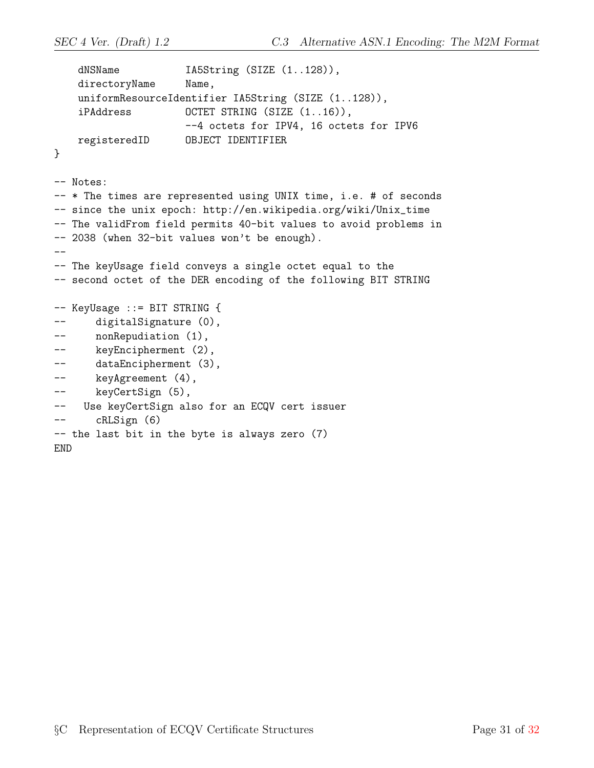```
    dNSName           IA5String (SIZE (1..128)),
    directoryName     Name,
    uniformResourceIdentifier IA5String (SIZE (1..128)),
    iPAddress         OCTET STRING (SIZE (1..16)),
                      --4 octets for IPV4, 16 octets for IPV6
    registeredID      OBJECT IDENTIFIER
}

-- Notes:
-- * The times are represented using UNIX time, i.e. # of seconds
-- since the unix epoch: http://en.wikipedia.org/wiki/Unix_time
-- The validFrom field permits 40-bit values to avoid problems in
-- 2038 (when 32-bit values won't be enough).
--
-- The keyUsage field conveys a single octet equal to the
-- second octet of the DER encoding of the following BIT STRING

-- KeyUsage ::= BIT STRING {
--     digitalSignature (0),
--     nonRepudiation (1),
--     keyEncipherment (2),
--     dataEncipherment (3),
--     keyAgreement (4),
--     keyCertSign (5),
--   Use keyCertSign also for an ECQV cert issuer
--     cRLSign (6)
-- the last bit in the byte is always zero (7)
END
```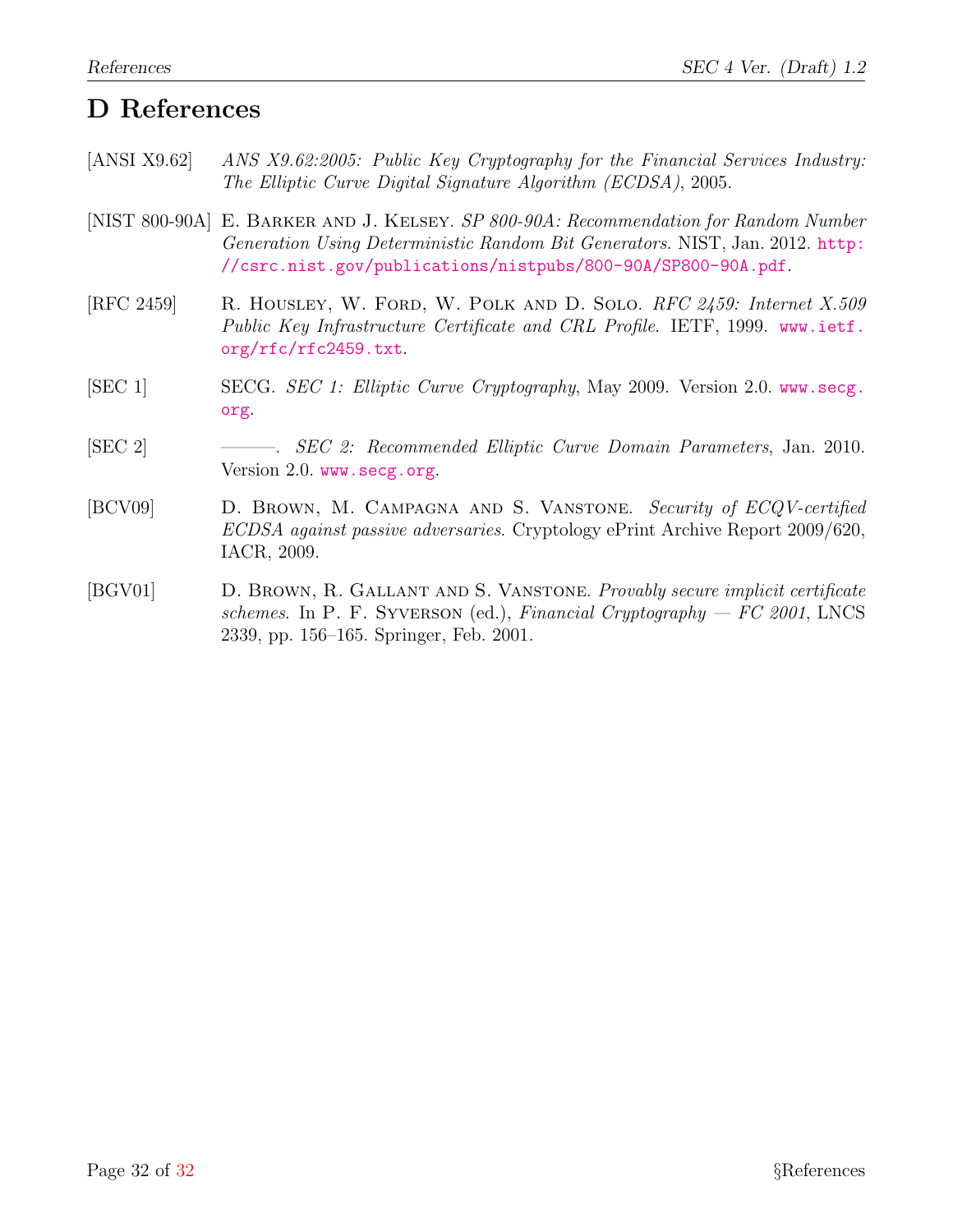# D References

[ANSI X9.62] *ANS X9.62:2005: Public Key Cryptography for the Financial Services Industry: The Elliptic Curve Digital Signature Algorithm (ECDSA)*, 2005.

[NIST 800-90A] E. Barker and J. Kelsey. *SP 800-90A: Recommendation for Random Number Generation Using Deterministic Random Bit Generators.* NIST, Jan. 2012. http://csrc.nist.gov/publications/nistpubs/800-90A/SP800-90A.pdf.

[RFC 2459] R. Housley, W. Ford, W. Polk and D. Solo. *RFC 2459: Internet X.509 Public Key Infrastructure Certificate and CRL Profile.* IETF, 1999. www.ietf.org/rfc/rfc2459.txt.

[SEC 1] SECG. *SEC 1: Elliptic Curve Cryptography*, May 2009. Version 2.0. www.secg.org.

[SEC 2] ———. *SEC 2: Recommended Elliptic Curve Domain Parameters*, Jan. 2010. Version 2.0. www.secg.org.

[BCV09] D. Brown, M. Campagna and S. Vanstone. *Security of ECQV-certified ECDSA against passive adversaries.* Cryptology ePrint Archive Report 2009/620, IACR, 2009.

[BGV01] D. Brown, R. Gallant and S. Vanstone. *Provably secure implicit certificate schemes.* In P. F. Syverson (ed.), *Financial Cryptography — FC 2001*, LNCS 2339, pp. 156–165. Springer, Feb. 2001.